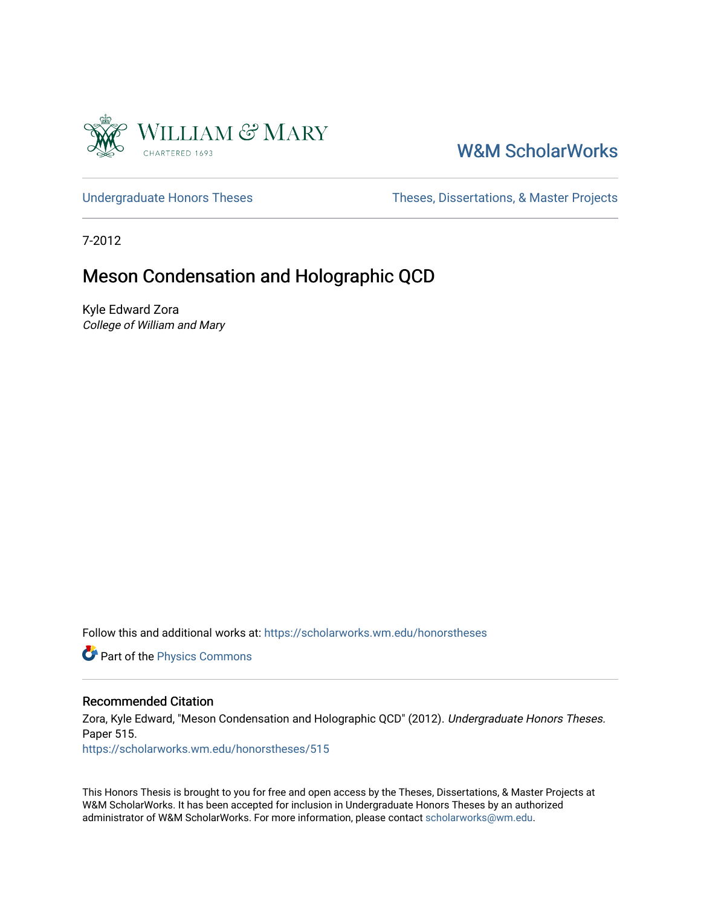William & Mary
CHARTERED 1693

W&M ScholarWorks

Undergraduate Honors Theses

Theses, Dissertations, & Master Projects

7-2012

# Meson Condensation and Holographic QCD

Kyle Edward Zora
*College of William and Mary*

Follow this and additional works at: https://scholarworks.wm.edu/honorstheses

Part of the Physics Commons

## Recommended Citation

Zora, Kyle Edward, "Meson Condensation and Holographic QCD" (2012). *Undergraduate Honors Theses.* Paper 515.
https://scholarworks.wm.edu/honorstheses/515

This Honors Thesis is brought to you for free and open access by the Theses, Dissertations, & Master Projects at W&M ScholarWorks. It has been accepted for inclusion in Undergraduate Honors Theses by an authorized administrator of W&M ScholarWorks. For more information, please contact scholarworks@wm.edu.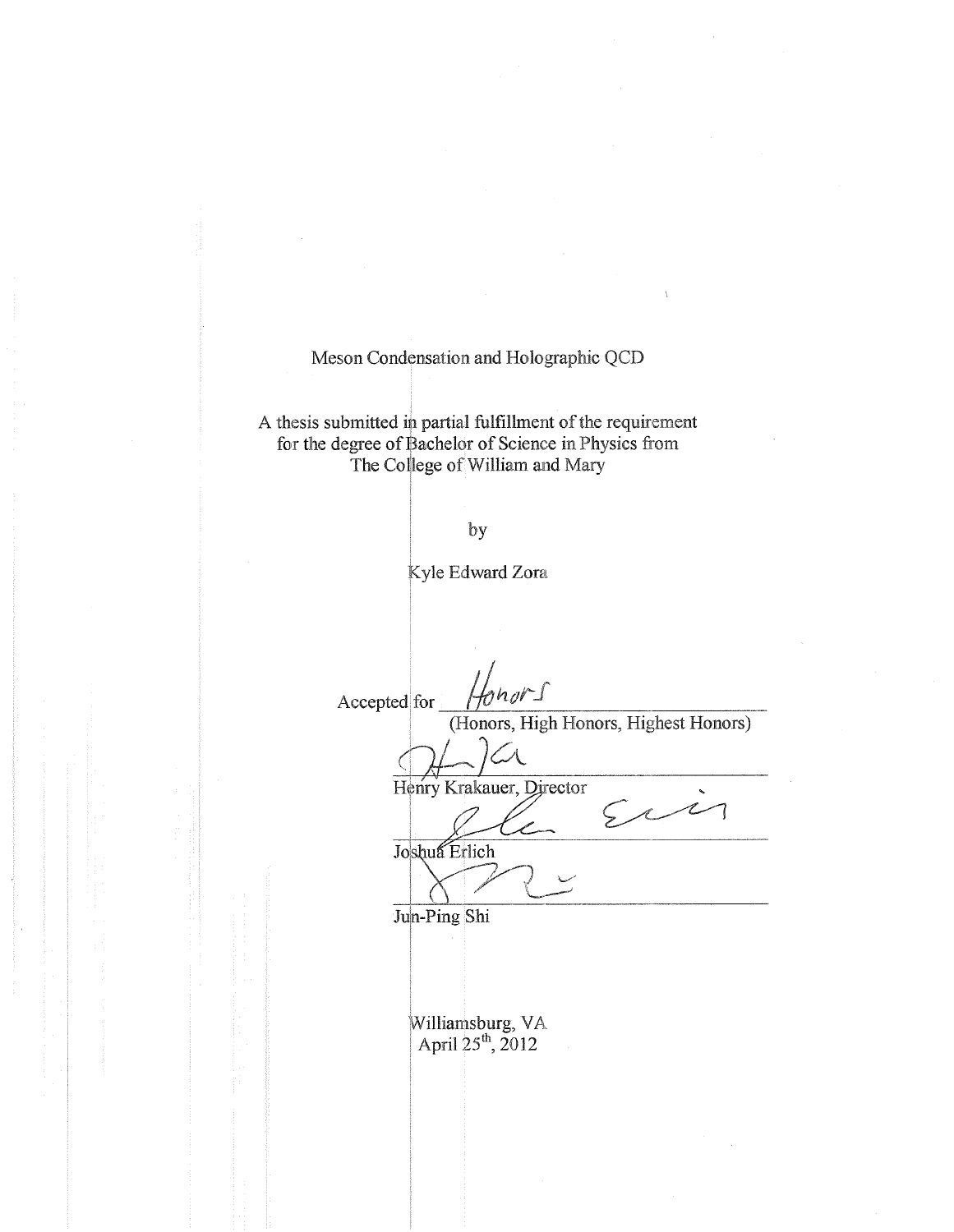Meson Condensation and Holographic QCD

A thesis submitted in partial fulfillment of the requirement for the degree of Bachelor of Science in Physics from The College of William and Mary

by

Kyle Edward Zora

Accepted for Honors
(Honors, High Honors, Highest Honors)

Henry Krakauer, Director

Joshua Erlich

Jun-Ping Shi

Williamsburg, VA
April 25th, 2012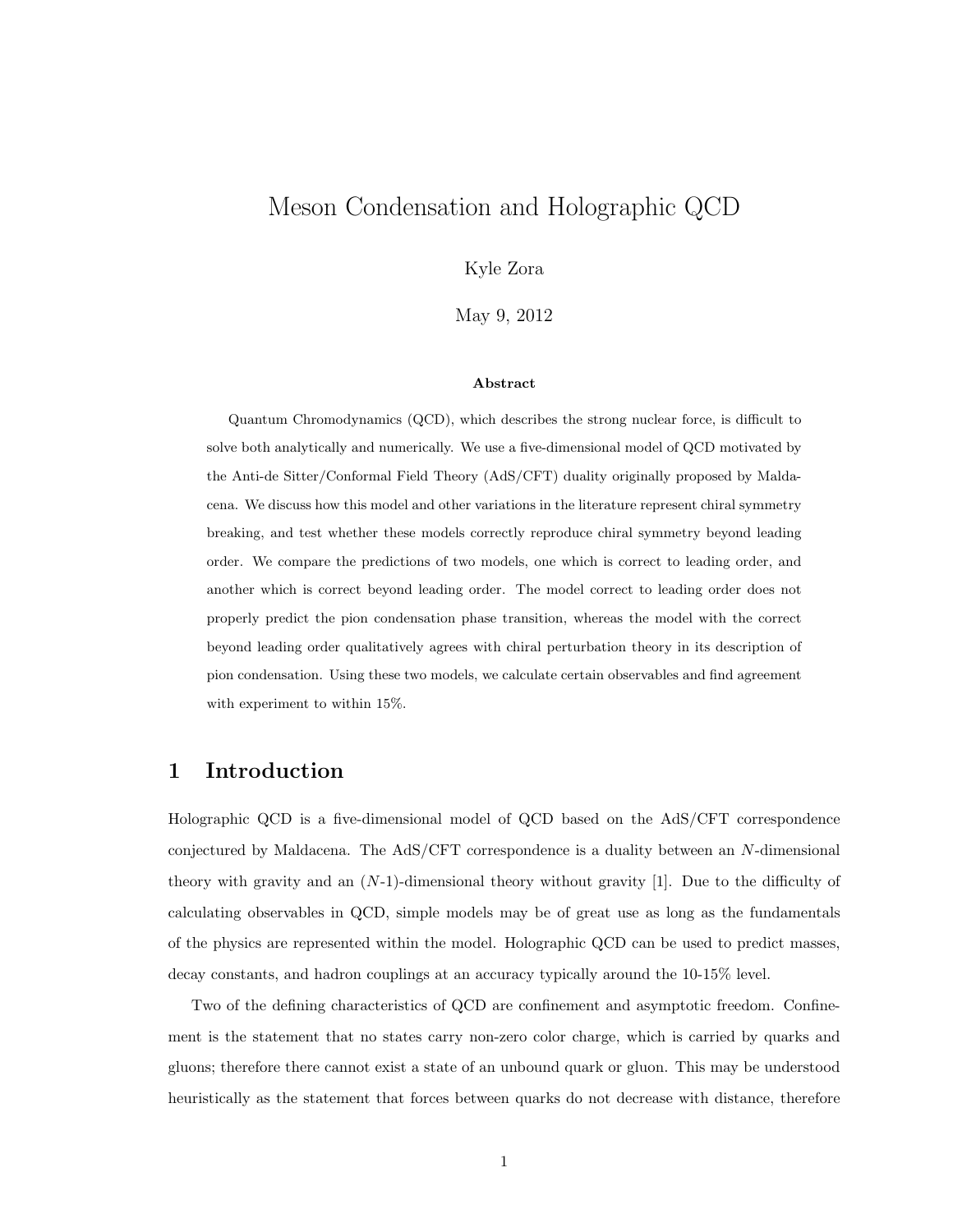# Meson Condensation and Holographic QCD

Kyle Zora

May 9, 2012

### Abstract

Quantum Chromodynamics (QCD), which describes the strong nuclear force, is difficult to solve both analytically and numerically. We use a five-dimensional model of QCD motivated by the Anti-de Sitter/Conformal Field Theory (AdS/CFT) duality originally proposed by Maldacena. We discuss how this model and other variations in the literature represent chiral symmetry breaking, and test whether these models correctly reproduce chiral symmetry beyond leading order. We compare the predictions of two models, one which is correct to leading order, and another which is correct beyond leading order. The model correct to leading order does not properly predict the pion condensation phase transition, whereas the model with the correct beyond leading order qualitatively agrees with chiral perturbation theory in its description of pion condensation. Using these two models, we calculate certain observables and find agreement with experiment to within 15%.

## 1 Introduction

Holographic QCD is a five-dimensional model of QCD based on the AdS/CFT correspondence conjectured by Maldacena. The AdS/CFT correspondence is a duality between an $N$-dimensional theory with gravity and an ($N$-1)-dimensional theory without gravity [1]. Due to the difficulty of calculating observables in QCD, simple models may be of great use as long as the fundamentals of the physics are represented within the model. Holographic QCD can be used to predict masses, decay constants, and hadron couplings at an accuracy typically around the 10-15% level.

Two of the defining characteristics of QCD are confinement and asymptotic freedom. Confinement is the statement that no states carry non-zero color charge, which is carried by quarks and gluons; therefore there cannot exist a state of an unbound quark or gluon. This may be understood heuristically as the statement that forces between quarks do not decrease with distance, therefore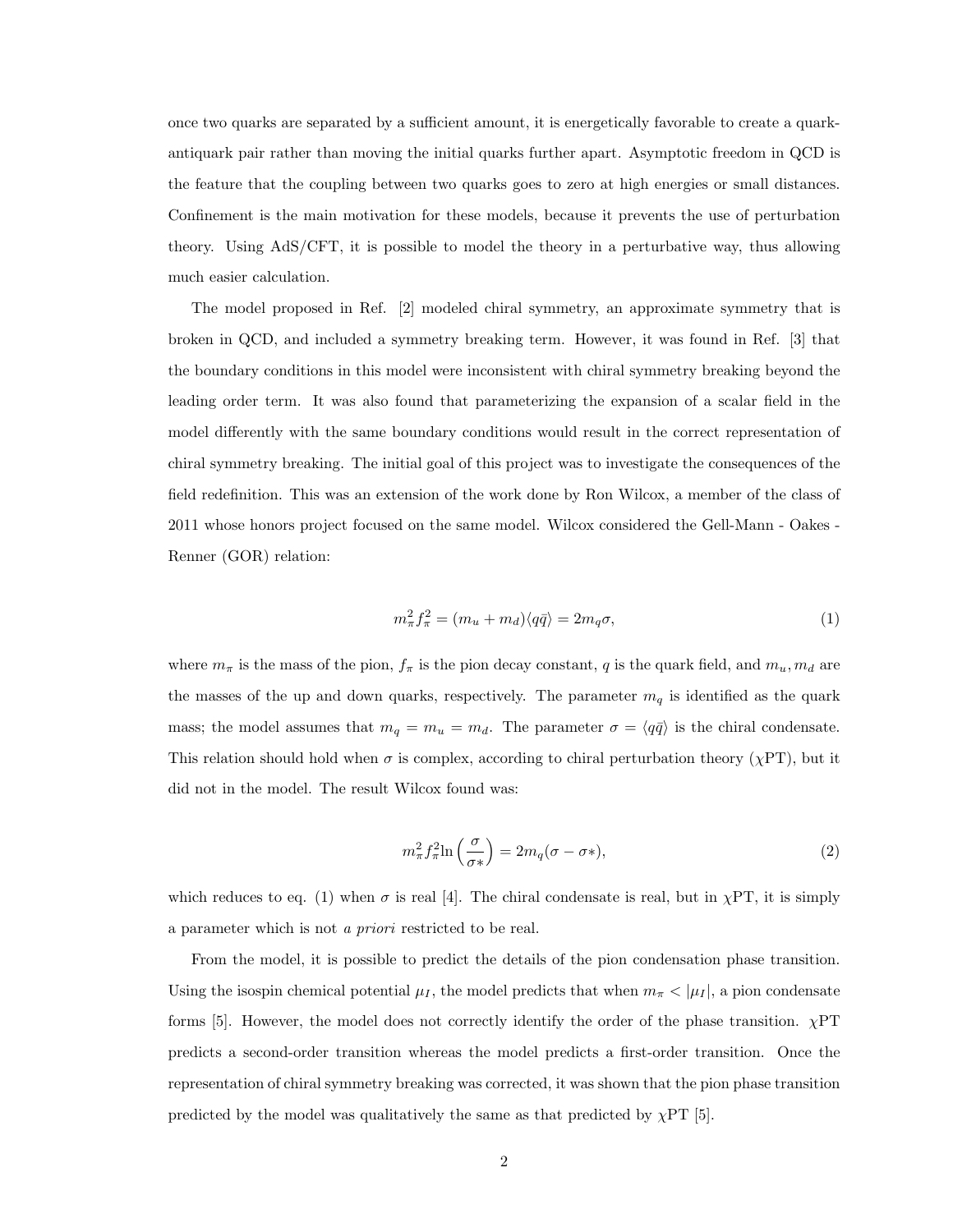once two quarks are separated by a sufficient amount, it is energetically favorable to create a quark-antiquark pair rather than moving the initial quarks further apart. Asymptotic freedom in QCD is the feature that the coupling between two quarks goes to zero at high energies or small distances. Confinement is the main motivation for these models, because it prevents the use of perturbation theory. Using AdS/CFT, it is possible to model the theory in a perturbative way, thus allowing much easier calculation.

The model proposed in Ref. [2] modeled chiral symmetry, an approximate symmetry that is broken in QCD, and included a symmetry breaking term. However, it was found in Ref. [3] that the boundary conditions in this model were inconsistent with chiral symmetry breaking beyond the leading order term. It was also found that parameterizing the expansion of a scalar field in the model differently with the same boundary conditions would result in the correct representation of chiral symmetry breaking. The initial goal of this project was to investigate the consequences of the field redefinition. This was an extension of the work done by Ron Wilcox, a member of the class of 2011 whose honors project focused on the same model. Wilcox considered the Gell-Mann - Oakes - Renner (GOR) relation:

$$m_\pi^2 f_\pi^2 = (m_u + m_d)\langle q\bar{q}\rangle = 2m_q\sigma, \tag{1}$$

where $m_\pi$ is the mass of the pion, $f_\pi$ is the pion decay constant, $q$ is the quark field, and $m_u, m_d$ are the masses of the up and down quarks, respectively. The parameter $m_q$ is identified as the quark mass; the model assumes that $m_q = m_u = m_d$. The parameter $\sigma = \langle q\bar{q}\rangle$ is the chiral condensate. This relation should hold when $\sigma$ is complex, according to chiral perturbation theory ($\chi$PT), but it did not in the model. The result Wilcox found was:

$$m_\pi^2 f_\pi^2 \ln\left(\frac{\sigma}{\sigma*}\right) = 2m_q(\sigma - \sigma*), \tag{2}$$

which reduces to eq. (1) when $\sigma$ is real [4]. The chiral condensate is real, but in $\chi$PT, it is simply a parameter which is not *a priori* restricted to be real.

From the model, it is possible to predict the details of the pion condensation phase transition. Using the isospin chemical potential $\mu_I$, the model predicts that when $m_\pi < |\mu_I|$, a pion condensate forms [5]. However, the model does not correctly identify the order of the phase transition. $\chi$PT predicts a second-order transition whereas the model predicts a first-order transition. Once the representation of chiral symmetry breaking was corrected, it was shown that the pion phase transition predicted by the model was qualitatively the same as that predicted by $\chi$PT [5].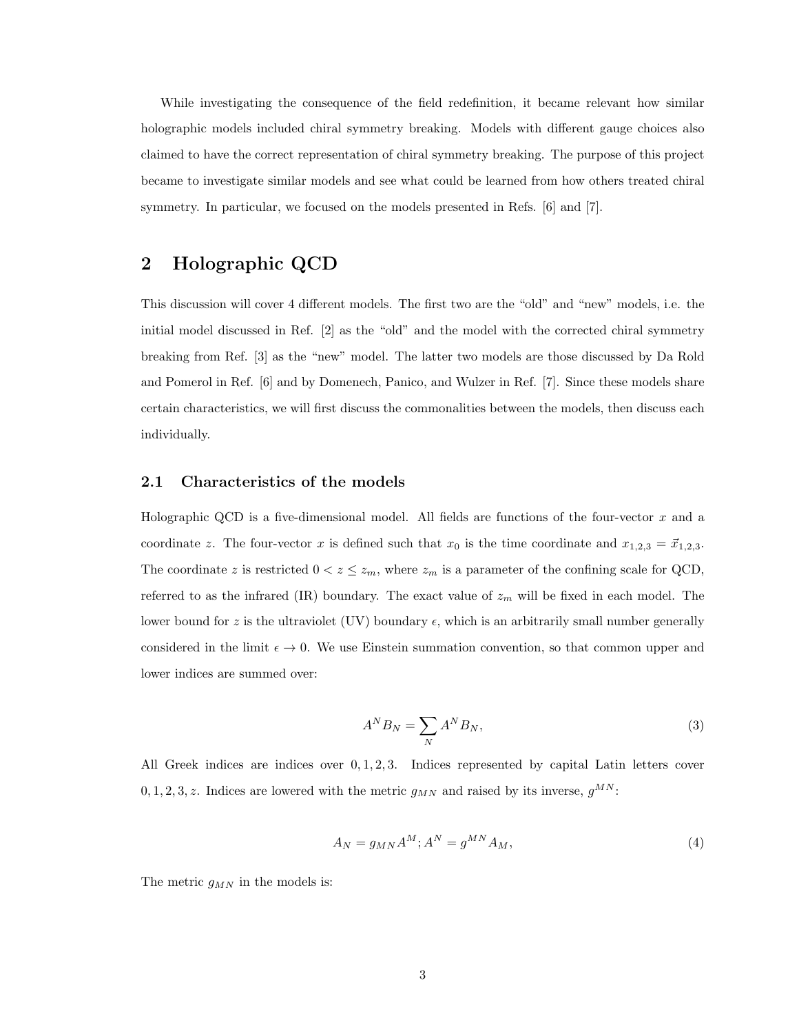While investigating the consequence of the field redefinition, it became relevant how similar holographic models included chiral symmetry breaking. Models with different gauge choices also claimed to have the correct representation of chiral symmetry breaking. The purpose of this project became to investigate similar models and see what could be learned from how others treated chiral symmetry. In particular, we focused on the models presented in Refs. [6] and [7].

## 2 Holographic QCD

This discussion will cover 4 different models. The first two are the "old" and "new" models, i.e. the initial model discussed in Ref. [2] as the "old" and the model with the corrected chiral symmetry breaking from Ref. [3] as the "new" model. The latter two models are those discussed by Da Rold and Pomerol in Ref. [6] and by Domenech, Panico, and Wulzer in Ref. [7]. Since these models share certain characteristics, we will first discuss the commonalities between the models, then discuss each individually.

### 2.1 Characteristics of the models

Holographic QCD is a five-dimensional model. All fields are functions of the four-vector $x$ and a coordinate $z$. The four-vector $x$ is defined such that $x_0$ is the time coordinate and $x_{1,2,3} = \vec{x}_{1,2,3}$. The coordinate $z$ is restricted $0 < z \leq z_m$, where $z_m$ is a parameter of the confining scale for QCD, referred to as the infrared (IR) boundary. The exact value of $z_m$ will be fixed in each model. The lower bound for $z$ is the ultraviolet (UV) boundary $\epsilon$, which is an arbitrarily small number generally considered in the limit $\epsilon \to 0$. We use Einstein summation convention, so that common upper and lower indices are summed over:

$$A^N B_N = \sum_N A^N B_N, \tag{3}$$

All Greek indices are indices over $0, 1, 2, 3$. Indices represented by capital Latin letters cover $0, 1, 2, 3, z$. Indices are lowered with the metric $g_{MN}$ and raised by its inverse, $g^{MN}$:

$$A_N = g_{MN} A^M; A^N = g^{MN} A_M, \tag{4}$$

The metric $g_{MN}$ in the models is: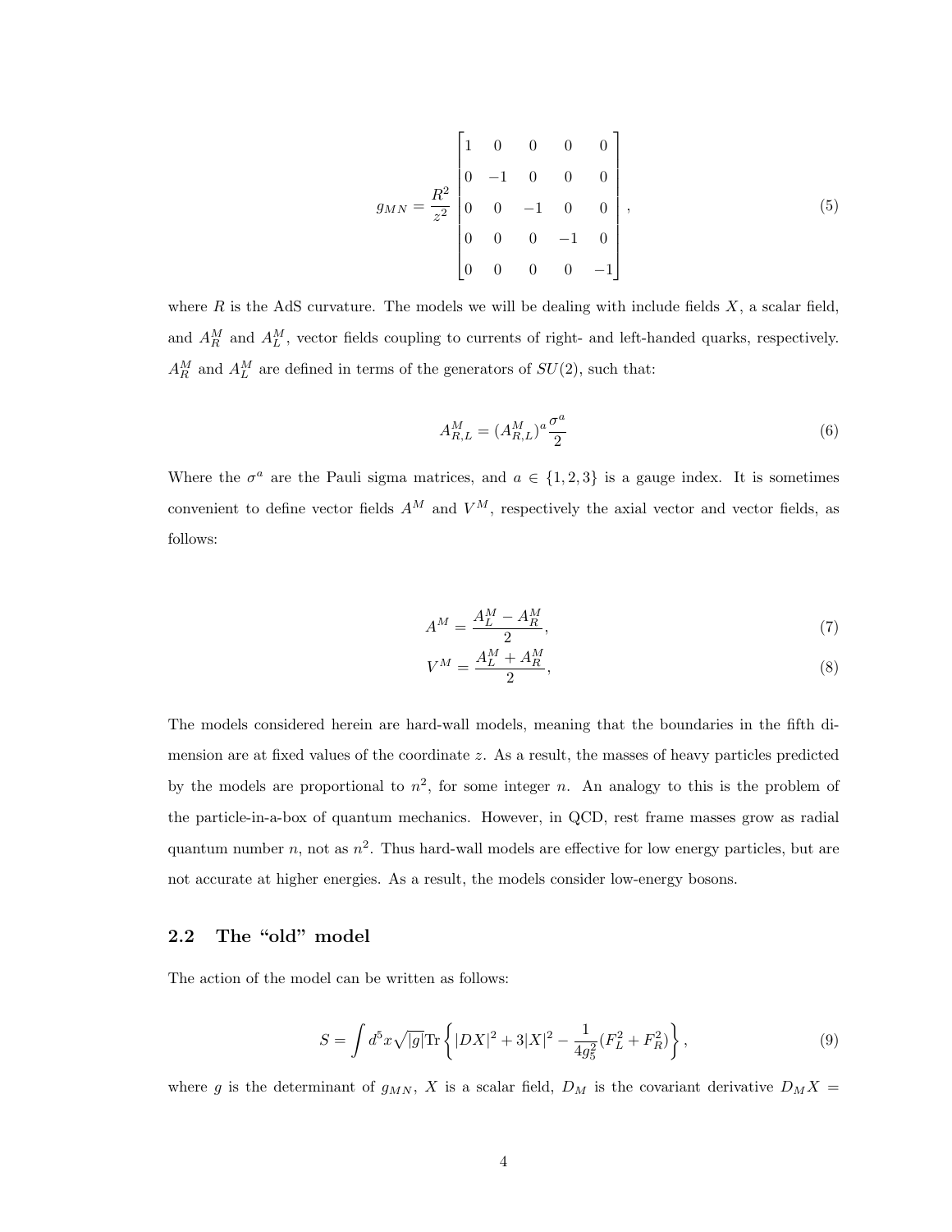$$
g_{MN} = \frac{R^2}{z^2} \begin{bmatrix} 1 & 0 & 0 & 0 & 0 \\ 0 & -1 & 0 & 0 & 0 \\ 0 & 0 & -1 & 0 & 0 \\ 0 & 0 & 0 & -1 & 0 \\ 0 & 0 & 0 & 0 & -1 \end{bmatrix}, \tag{5}
$$

where $R$ is the AdS curvature. The models we will be dealing with include fields $X$, a scalar field, and $A_R^M$ and $A_L^M$, vector fields coupling to currents of right- and left-handed quarks, respectively. $A_R^M$ and $A_L^M$ are defined in terms of the generators of $SU(2)$, such that:

$$
A_{R,L}^M = (A_{R,L}^M)^a \frac{\sigma^a}{2} \tag{6}
$$

Where the $\sigma^a$ are the Pauli sigma matrices, and $a \in \{1, 2, 3\}$ is a gauge index. It is sometimes convenient to define vector fields $A^M$ and $V^M$, respectively the axial vector and vector fields, as follows:

$$
A^M = \frac{A_L^M - A_R^M}{2}, \tag{7}
$$

$$
V^M = \frac{A_L^M + A_R^M}{2}, \tag{8}
$$

The models considered herein are hard-wall models, meaning that the boundaries in the fifth dimension are at fixed values of the coordinate $z$. As a result, the masses of heavy particles predicted by the models are proportional to $n^2$, for some integer $n$. An analogy to this is the problem of the particle-in-a-box of quantum mechanics. However, in QCD, rest frame masses grow as radial quantum number $n$, not as $n^2$. Thus hard-wall models are effective for low energy particles, but are not accurate at higher energies. As a result, the models consider low-energy bosons.

## 2.2 The "old" model

The action of the model can be written as follows:

$$
S = \int d^5x \sqrt{|g|} \mathrm{Tr} \left\{ |DX|^2 + 3|X|^2 - \frac{1}{4g_5^2}(F_L^2 + F_R^2) \right\}, \tag{9}
$$

where $g$ is the determinant of $g_{MN}$, $X$ is a scalar field, $D_M$ is the covariant derivative $D_M X =$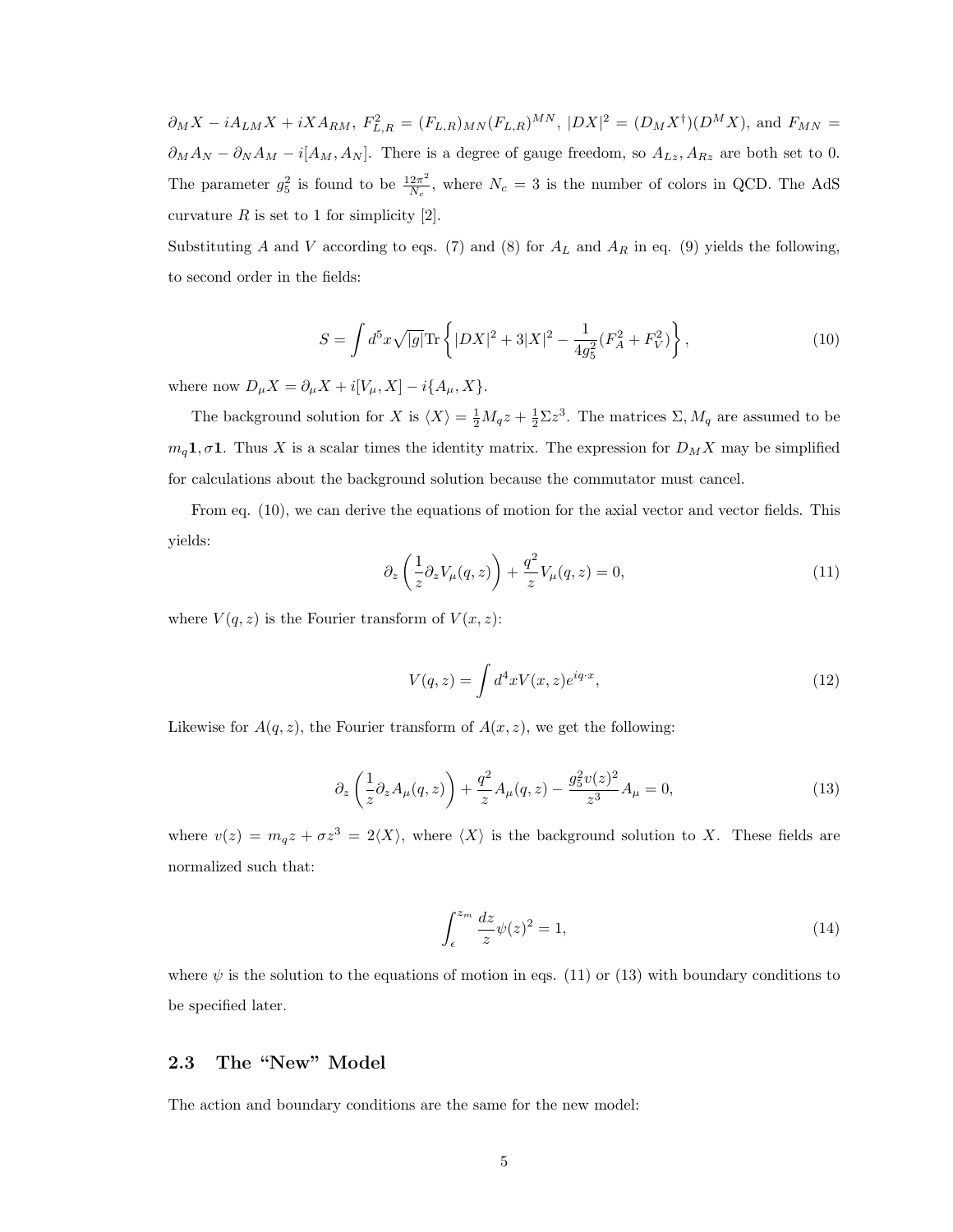$\partial_M X - iA_{LM}X + iXA_{RM}$, $F_{L,R}^2 = (F_{L,R})_{MN}(F_{L,R})^{MN}$, $|DX|^2 = (D_M X^\dagger)(D^M X)$, and $F_{MN} = \partial_M A_N - \partial_N A_M - i[A_M, A_N]$. There is a degree of gauge freedom, so $A_{Lz}, A_{Rz}$ are both set to 0. The parameter $g_5^2$ is found to be $\frac{12\pi^2}{N_c}$, where $N_c = 3$ is the number of colors in QCD. The AdS curvature $R$ is set to 1 for simplicity [2].

Substituting $A$ and $V$ according to eqs. (7) and (8) for $A_L$ and $A_R$ in eq. (9) yields the following, to second order in the fields:

$$S = \int d^5x \sqrt{|g|} \mathrm{Tr} \left\{ |DX|^2 + 3|X|^2 - \frac{1}{4g_5^2}(F_A^2 + F_V^2) \right\}, \tag{10}$$

where now $D_\mu X = \partial_\mu X + i[V_\mu, X] - i\{A_\mu, X\}$.

The background solution for $X$ is $\langle X \rangle = \frac{1}{2}M_q z + \frac{1}{2}\Sigma z^3$. The matrices $\Sigma, M_q$ are assumed to be $m_q\mathbf{1}, \sigma\mathbf{1}$. Thus $X$ is a scalar times the identity matrix. The expression for $D_M X$ may be simplified for calculations about the background solution because the commutator must cancel.

From eq. (10), we can derive the equations of motion for the axial vector and vector fields. This yields:

$$\partial_z \left( \frac{1}{z} \partial_z V_\mu(q,z) \right) + \frac{q^2}{z} V_\mu(q,z) = 0, \tag{11}$$

where $V(q,z)$ is the Fourier transform of $V(x,z)$:

$$V(q,z) = \int d^4x V(x,z) e^{iq\cdot x}, \tag{12}$$

Likewise for $A(q,z)$, the Fourier transform of $A(x,z)$, we get the following:

$$\partial_z \left( \frac{1}{z} \partial_z A_\mu(q,z) \right) + \frac{q^2}{z} A_\mu(q,z) - \frac{g_5^2 v(z)^2}{z^3} A_\mu = 0, \tag{13}$$

where $v(z) = m_q z + \sigma z^3 = 2\langle X \rangle$, where $\langle X \rangle$ is the background solution to $X$. These fields are normalized such that:

$$\int_\epsilon^{z_m} \frac{dz}{z} \psi(z)^2 = 1, \tag{14}$$

where $\psi$ is the solution to the equations of motion in eqs. (11) or (13) with boundary conditions to be specified later.

### 2.3 The "New" Model

The action and boundary conditions are the same for the new model: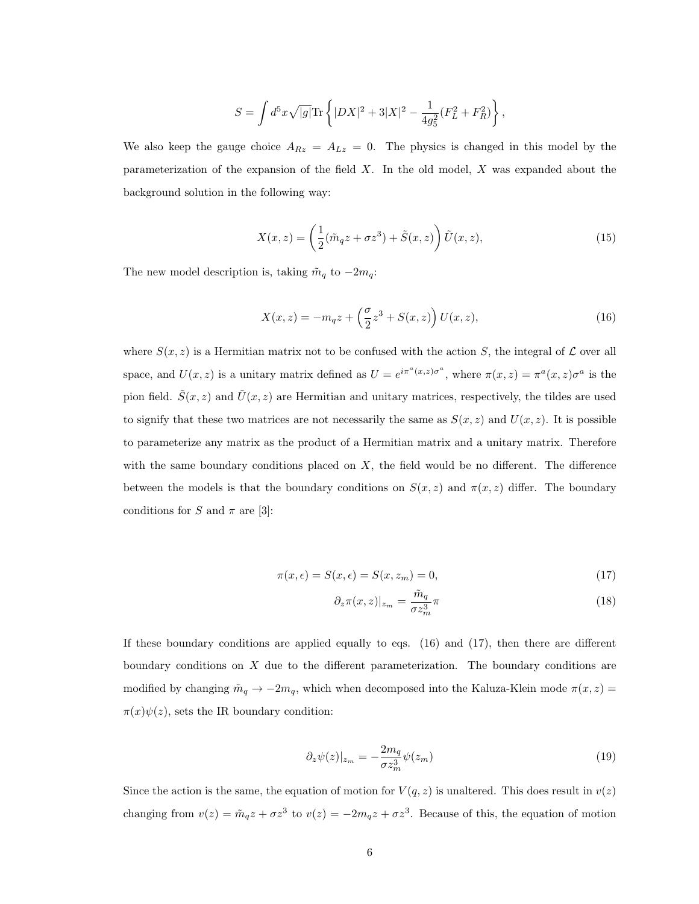$$S = \int d^5x \sqrt{|g|} \text{Tr} \left\{ |DX|^2 + 3|X|^2 - \frac{1}{4g_5^2}(F_L^2 + F_R^2) \right\},$$

We also keep the gauge choice $A_{Rz} = A_{Lz} = 0$. The physics is changed in this model by the parameterization of the expansion of the field $X$. In the old model, $X$ was expanded about the background solution in the following way:

$$X(x, z) = \left( \frac{1}{2}(\tilde{m}_q z + \sigma z^3) + \tilde{S}(x, z) \right) \tilde{U}(x, z), \tag{15}$$

The new model description is, taking $\tilde{m}_q$ to $-2m_q$:

$$X(x, z) = -m_q z + \left( \frac{\sigma}{2} z^3 + S(x, z) \right) U(x, z), \tag{16}$$

where $S(x, z)$ is a Hermitian matrix not to be confused with the action $S$, the integral of $\mathcal{L}$ over all space, and $U(x, z)$ is a unitary matrix defined as $U = e^{i\pi^a(x,z)\sigma^a}$, where $\pi(x, z) = \pi^a(x, z)\sigma^a$ is the pion field. $\tilde{S}(x, z)$ and $\tilde{U}(x, z)$ are Hermitian and unitary matrices, respectively, the tildes are used to signify that these two matrices are not necessarily the same as $S(x, z)$ and $U(x, z)$. It is possible to parameterize any matrix as the product of a Hermitian matrix and a unitary matrix. Therefore with the same boundary conditions placed on $X$, the field would be no different. The difference between the models is that the boundary conditions on $S(x, z)$ and $\pi(x, z)$ differ. The boundary conditions for $S$ and $\pi$ are [3]:

$$\pi(x, \epsilon) = S(x, \epsilon) = S(x, z_m) = 0, \tag{17}$$

$$\partial_z \pi(x, z)|_{z_m} = \frac{\tilde{m}_q}{\sigma z_m^3} \pi \tag{18}$$

If these boundary conditions are applied equally to eqs. (16) and (17), then there are different boundary conditions on $X$ due to the different parameterization. The boundary conditions are modified by changing $\tilde{m}_q \to -2m_q$, which when decomposed into the Kaluza-Klein mode $\pi(x, z) = \pi(x)\psi(z)$, sets the IR boundary condition:

$$\partial_z \psi(z)|_{z_m} = -\frac{2m_q}{\sigma z_m^3} \psi(z_m) \tag{19}$$

Since the action is the same, the equation of motion for $V(q, z)$ is unaltered. This does result in $v(z)$ changing from $v(z) = \tilde{m}_q z + \sigma z^3$ to $v(z) = -2m_q z + \sigma z^3$. Because of this, the equation of motion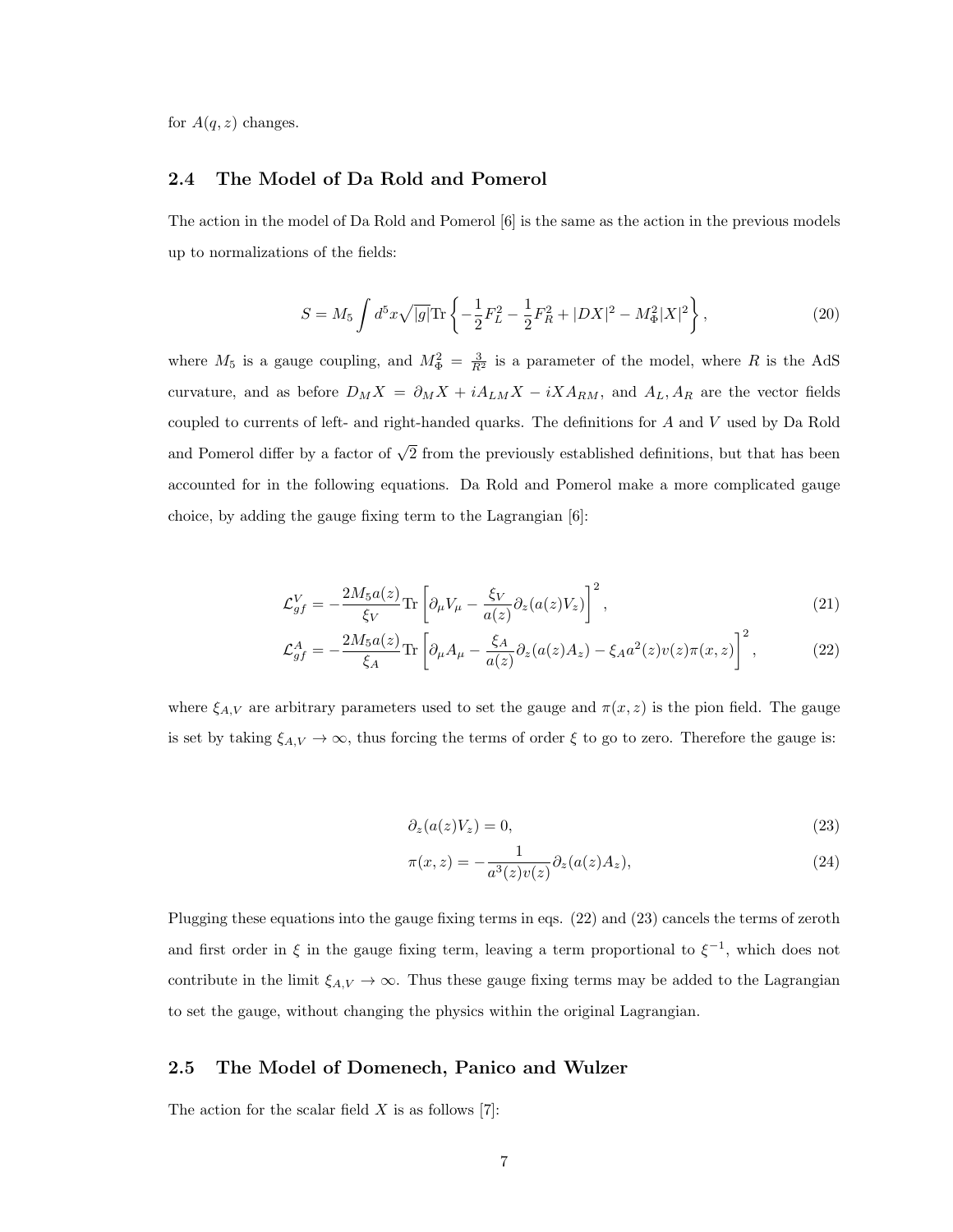for $A(q,z)$ changes.

### 2.4 The Model of Da Rold and Pomerol

The action in the model of Da Rold and Pomerol [6] is the same as the action in the previous models up to normalizations of the fields:

$$S = M_5 \int d^5x \sqrt{|g|} \mathrm{Tr} \left\{ -\frac{1}{2} F_L^2 - \frac{1}{2} F_R^2 + |DX|^2 - M_\Phi^2 |X|^2 \right\}, \tag{20}$$

where $M_5$ is a gauge coupling, and $M_\Phi^2 = \frac{3}{R^2}$ is a parameter of the model, where $R$ is the AdS curvature, and as before $D_M X = \partial_M X + i A_{LM} X - i X A_{RM}$, and $A_L, A_R$ are the vector fields coupled to currents of left- and right-handed quarks. The definitions for $A$ and $V$ used by Da Rold and Pomerol differ by a factor of $\sqrt{2}$ from the previously established definitions, but that has been accounted for in the following equations. Da Rold and Pomerol make a more complicated gauge choice, by adding the gauge fixing term to the Lagrangian [6]:

$$\mathcal{L}_{gf}^V = -\frac{2M_5 a(z)}{\xi_V} \mathrm{Tr} \left[ \partial_\mu V_\mu - \frac{\xi_V}{a(z)} \partial_z (a(z) V_z) \right]^2, \tag{21}$$

$$\mathcal{L}_{gf}^A = -\frac{2M_5 a(z)}{\xi_A} \mathrm{Tr} \left[ \partial_\mu A_\mu - \frac{\xi_A}{a(z)} \partial_z (a(z) A_z) - \xi_A a^2(z) v(z) \pi(x,z) \right]^2, \tag{22}$$

where $\xi_{A,V}$ are arbitrary parameters used to set the gauge and $\pi(x,z)$ is the pion field. The gauge is set by taking $\xi_{A,V} \to \infty$, thus forcing the terms of order $\xi$ to go to zero. Therefore the gauge is:

$$\partial_z (a(z) V_z) = 0, \tag{23}$$

$$\pi(x,z) = -\frac{1}{a^3(z) v(z)} \partial_z (a(z) A_z), \tag{24}$$

Plugging these equations into the gauge fixing terms in eqs. (22) and (23) cancels the terms of zeroth and first order in $\xi$ in the gauge fixing term, leaving a term proportional to $\xi^{-1}$, which does not contribute in the limit $\xi_{A,V} \to \infty$. Thus these gauge fixing terms may be added to the Lagrangian to set the gauge, without changing the physics within the original Lagrangian.

### 2.5 The Model of Domenech, Panico and Wulzer

The action for the scalar field $X$ is as follows [7]: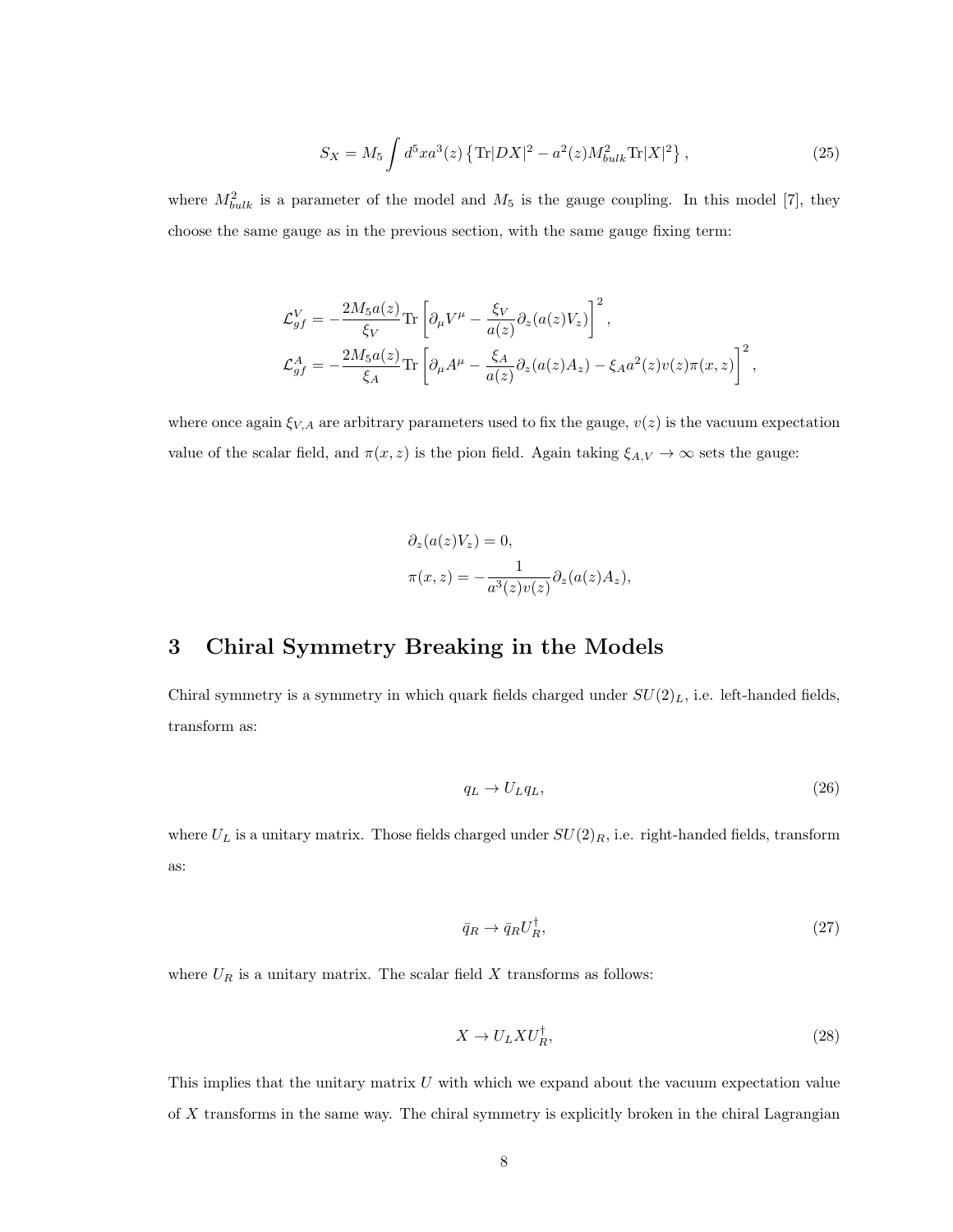$$S_X = M_5 \int d^5x a^3(z) \left\{ \mathrm{Tr}|DX|^2 - a^2(z) M_{bulk}^2 \mathrm{Tr}|X|^2 \right\}, \tag{25}$$

where $M_{bulk}^2$ is a parameter of the model and $M_5$ is the gauge coupling. In this model [7], they choose the same gauge as in the previous section, with the same gauge fixing term:

$$\begin{aligned}
\mathcal{L}_{gf}^V &= -\frac{2M_5 a(z)}{\xi_V} \mathrm{Tr}\left[\partial_\mu V^\mu - \frac{\xi_V}{a(z)} \partial_z(a(z)V_z)\right]^2, \\
\mathcal{L}_{gf}^A &= -\frac{2M_5 a(z)}{\xi_A} \mathrm{Tr}\left[\partial_\mu A^\mu - \frac{\xi_A}{a(z)} \partial_z(a(z)A_z) - \xi_A a^2(z) v(z) \pi(x,z)\right]^2,
\end{aligned}$$

where once again $\xi_{V,A}$ are arbitrary parameters used to fix the gauge, $v(z)$ is the vacuum expectation value of the scalar field, and $\pi(x,z)$ is the pion field. Again taking $\xi_{A,V} \to \infty$ sets the gauge:

$$\begin{aligned}
&\partial_z(a(z)V_z) = 0, \\
&\pi(x,z) = -\frac{1}{a^3(z)v(z)} \partial_z(a(z)A_z),
\end{aligned}$$

## 3 Chiral Symmetry Breaking in the Models

Chiral symmetry is a symmetry in which quark fields charged under $SU(2)_L$, i.e. left-handed fields, transform as:

$$q_L \to U_L q_L, \tag{26}$$

where $U_L$ is a unitary matrix. Those fields charged under $SU(2)_R$, i.e. right-handed fields, transform as:

$$\bar{q}_R \to \bar{q}_R U_R^\dagger, \tag{27}$$

where $U_R$ is a unitary matrix. The scalar field $X$ transforms as follows:

$$X \to U_L X U_R^\dagger, \tag{28}$$

This implies that the unitary matrix $U$ with which we expand about the vacuum expectation value of $X$ transforms in the same way. The chiral symmetry is explicitly broken in the chiral Lagrangian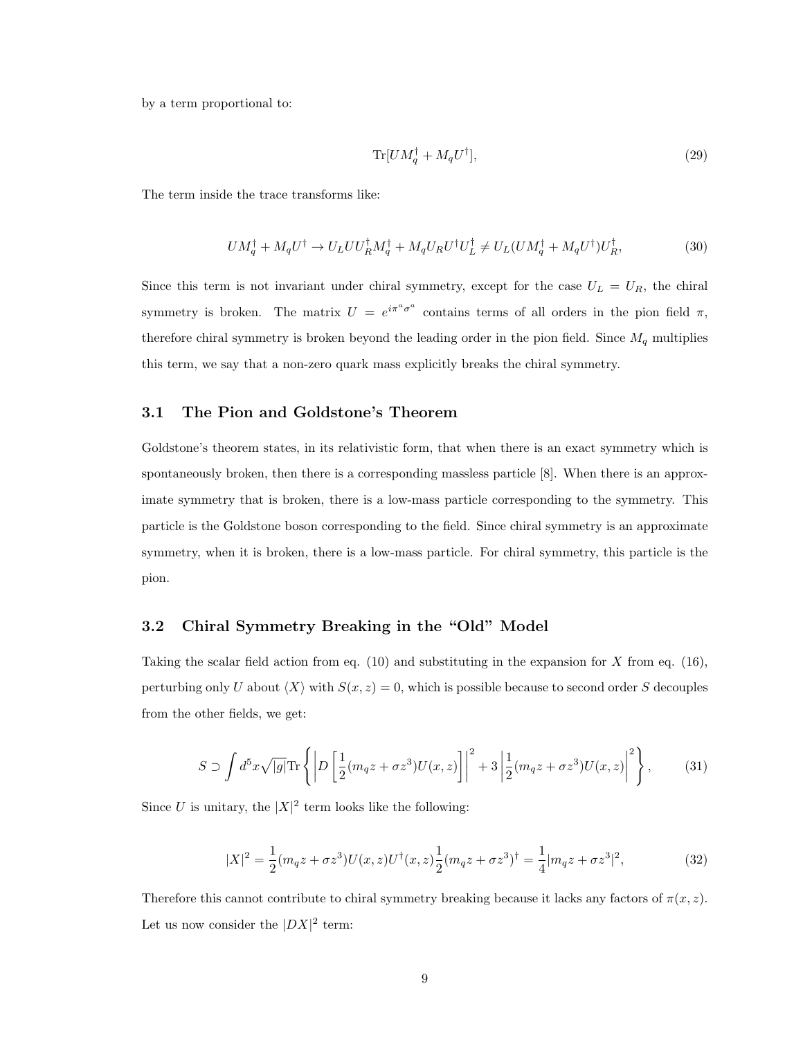by a term proportional to:

$$\mathrm{Tr}[UM_q^\dagger + M_q U^\dagger], \tag{29}$$

The term inside the trace transforms like:

$$UM_q^\dagger + M_q U^\dagger \to U_L U U_R^\dagger M_q^\dagger + M_q U_R U^\dagger U_L^\dagger \neq U_L (UM_q^\dagger + M_q U^\dagger) U_R^\dagger, \tag{30}$$

Since this term is not invariant under chiral symmetry, except for the case $U_L = U_R$, the chiral symmetry is broken. The matrix $U = e^{i\pi^a \sigma^a}$ contains terms of all orders in the pion field $\pi$, therefore chiral symmetry is broken beyond the leading order in the pion field. Since $M_q$ multiplies this term, we say that a non-zero quark mass explicitly breaks the chiral symmetry.

### 3.1 The Pion and Goldstone's Theorem

Goldstone's theorem states, in its relativistic form, that when there is an exact symmetry which is spontaneously broken, then there is a corresponding massless particle [8]. When there is an approximate symmetry that is broken, there is a low-mass particle corresponding to the symmetry. This particle is the Goldstone boson corresponding to the field. Since chiral symmetry is an approximate symmetry, when it is broken, there is a low-mass particle. For chiral symmetry, this particle is the pion.

### 3.2 Chiral Symmetry Breaking in the "Old" Model

Taking the scalar field action from eq. (10) and substituting in the expansion for $X$ from eq. (16), perturbing only $U$ about $\langle X \rangle$ with $S(x,z) = 0$, which is possible because to second order $S$ decouples from the other fields, we get:

$$S \supset \int d^5x \sqrt{|g|} \mathrm{Tr} \left\{ \left| D \left[ \frac{1}{2}(m_q z + \sigma z^3) U(x,z) \right] \right|^2 + 3 \left| \frac{1}{2}(m_q z + \sigma z^3) U(x,z) \right|^2 \right\}, \tag{31}$$

Since $U$ is unitary, the $|X|^2$ term looks like the following:

$$|X|^2 = \frac{1}{2}(m_q z + \sigma z^3) U(x,z) U^\dagger(x,z) \frac{1}{2}(m_q z + \sigma z^3)^\dagger = \frac{1}{4}|m_q z + \sigma z^3|^2, \tag{32}$$

Therefore this cannot contribute to chiral symmetry breaking because it lacks any factors of $\pi(x,z)$. Let us now consider the $|DX|^2$ term: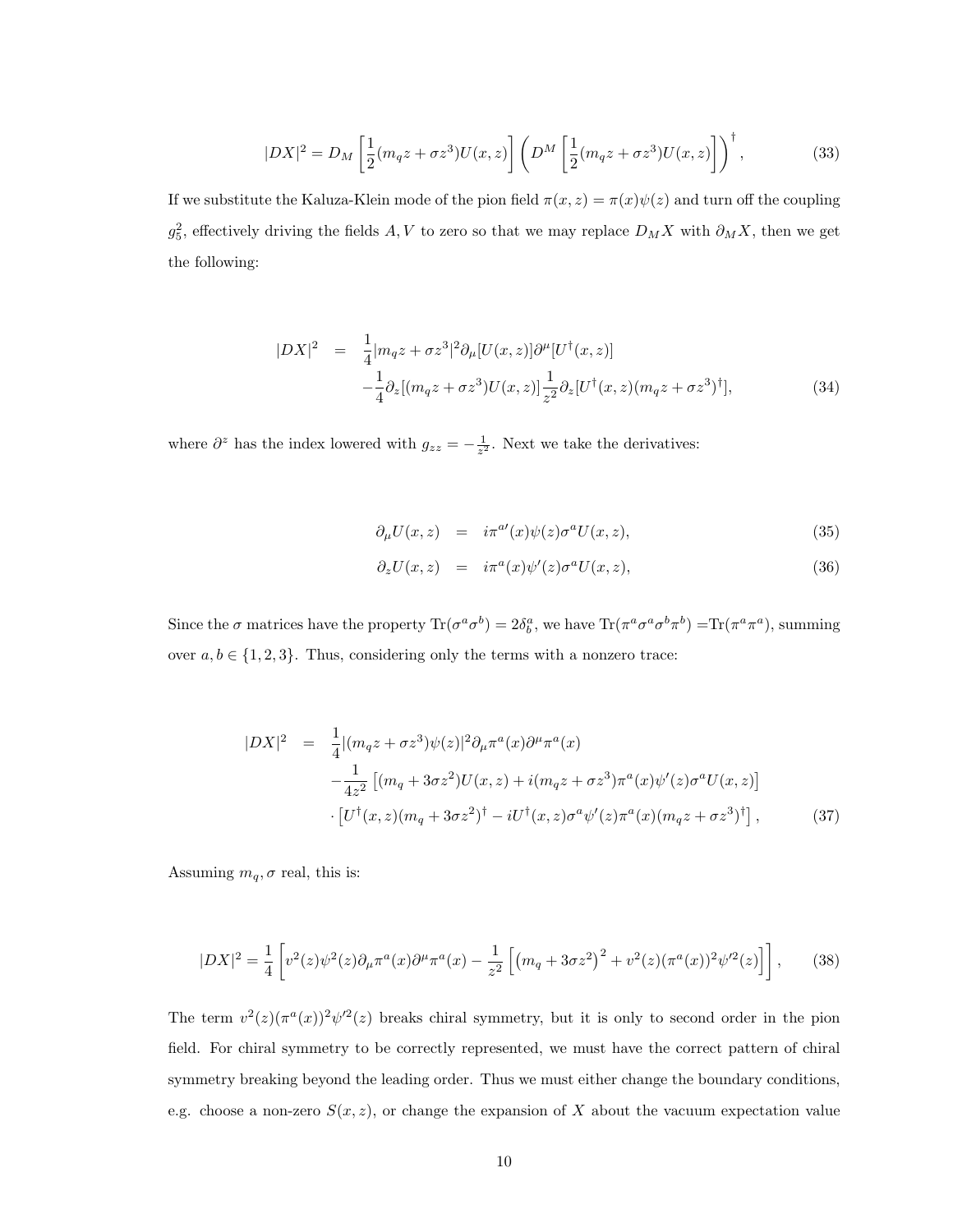$$
|DX|^2 = D_M \left[ \frac{1}{2}(m_q z + \sigma z^3) U(x,z) \right] \left( D^M \left[ \frac{1}{2}(m_q z + \sigma z^3) U(x,z) \right] \right)^\dagger , \tag{33}
$$

If we substitute the Kaluza-Klein mode of the pion field $\pi(x,z) = \pi(x)\psi(z)$ and turn off the coupling $g_5^2$, effectively driving the fields $A, V$ to zero so that we may replace $D_M X$ with $\partial_M X$, then we get the following:

$$
\begin{aligned}
|DX|^2 &= \frac{1}{4}|m_q z + \sigma z^3|^2 \partial_\mu [U(x,z)] \partial^\mu [U^\dagger(x,z)] \\
&\quad - \frac{1}{4}\partial_z [(m_q z + \sigma z^3) U(x,z)] \frac{1}{z^2} \partial_z [U^\dagger(x,z)(m_q z + \sigma z^3)^\dagger],
\end{aligned} \tag{34}
$$

where $\partial^z$ has the index lowered with $g_{zz} = -\frac{1}{z^2}$. Next we take the derivatives:

$$
\partial_\mu U(x,z) = i\pi^{a\prime}(x)\psi(z)\sigma^a U(x,z), \tag{35}
$$

$$
\partial_z U(x,z) = i\pi^a(x)\psi'(z)\sigma^a U(x,z), \tag{36}
$$

Since the $\sigma$ matrices have the property $\mathrm{Tr}(\sigma^a \sigma^b) = 2\delta^a_b$, we have $\mathrm{Tr}(\pi^a \sigma^a \sigma^b \pi^b) = \mathrm{Tr}(\pi^a \pi^a)$, summing over $a, b \in \{1,2,3\}$. Thus, considering only the terms with a nonzero trace:

$$
\begin{aligned}
|DX|^2 &= \frac{1}{4}|(m_q z + \sigma z^3)\psi(z)|^2 \partial_\mu \pi^a(x) \partial^\mu \pi^a(x) \\
&\quad - \frac{1}{4z^2}\left[ (m_q + 3\sigma z^2) U(x,z) + i(m_q z + \sigma z^3)\pi^a(x)\psi'(z)\sigma^a U(x,z) \right] \\
&\quad \cdot \left[ U^\dagger(x,z)(m_q + 3\sigma z^2)^\dagger - iU^\dagger(x,z)\sigma^a \psi'(z)\pi^a(x)(m_q z + \sigma z^3)^\dagger \right],
\end{aligned} \tag{37}
$$

Assuming $m_q, \sigma$ real, this is:

$$
|DX|^2 = \frac{1}{4}\left[ v^2(z)\psi^2(z)\partial_\mu \pi^a(x)\partial^\mu \pi^a(x) - \frac{1}{z^2}\left[ \left(m_q + 3\sigma z^2\right)^2 + v^2(z)(\pi^a(x))^2 \psi'^2(z) \right] \right], \tag{38}
$$

The term $v^2(z)(\pi^a(x))^2\psi'^2(z)$ breaks chiral symmetry, but it is only to second order in the pion field. For chiral symmetry to be correctly represented, we must have the correct pattern of chiral symmetry breaking beyond the leading order. Thus we must either change the boundary conditions, e.g. choose a non-zero $S(x,z)$, or change the expansion of $X$ about the vacuum expectation value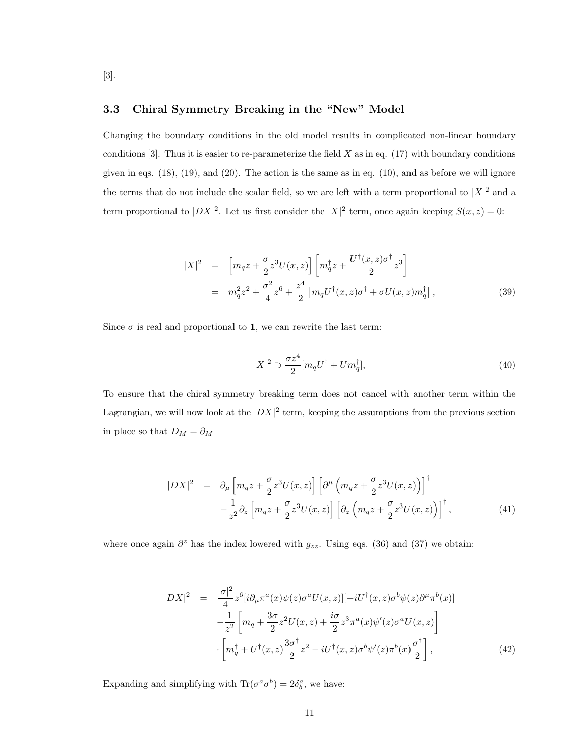[3].

### 3.3 Chiral Symmetry Breaking in the "New" Model

Changing the boundary conditions in the old model results in complicated non-linear boundary conditions [3]. Thus it is easier to re-parameterize the field $X$ as in eq. (17) with boundary conditions given in eqs. (18), (19), and (20). The action is the same as in eq. (10), and as before we will ignore the terms that do not include the scalar field, so we are left with a term proportional to $|X|^2$ and a term proportional to $|DX|^2$. Let us first consider the $|X|^2$ term, once again keeping $S(x,z) = 0$:

$$
\begin{aligned}
|X|^2 &= \left[m_q z + \frac{\sigma}{2} z^3 U(x,z)\right]\left[m_q^\dagger z + \frac{U^\dagger(x,z)\sigma^\dagger}{2} z^3\right] \\
&= m_q^2 z^2 + \frac{\sigma^2}{4} z^6 + \frac{z^4}{2}\left[m_q U^\dagger(x,z)\sigma^\dagger + \sigma U(x,z) m_q^\dagger\right], \qquad (39)
\end{aligned}
$$

Since $\sigma$ is real and proportional to $\mathbf{1}$, we can rewrite the last term:

$$
|X|^2 \supset \frac{\sigma z^4}{2}[m_q U^\dagger + U m_q^\dagger], \qquad (40)
$$

To ensure that the chiral symmetry breaking term does not cancel with another term within the Lagrangian, we will now look at the $|DX|^2$ term, keeping the assumptions from the previous section in place so that $D_M = \partial_M$

$$
\begin{aligned}
|DX|^2 &= \partial_\mu\left[m_q z + \frac{\sigma}{2} z^3 U(x,z)\right]\left[\partial^\mu\left(m_q z + \frac{\sigma}{2} z^3 U(x,z)\right)\right]^\dagger \\
&\quad - \frac{1}{z^2}\partial_z\left[m_q z + \frac{\sigma}{2} z^3 U(x,z)\right]\left[\partial_z\left(m_q z + \frac{\sigma}{2} z^3 U(x,z)\right)\right]^\dagger, \qquad (41)
\end{aligned}
$$

where once again $\partial^z$ has the index lowered with $g_{zz}$. Using eqs. (36) and (37) we obtain:

$$
\begin{aligned}
|DX|^2 &= \frac{|\sigma|^2}{4} z^6 [i\partial_\mu \pi^a(x)\psi(z)\sigma^a U(x,z)][-iU^\dagger(x,z)\sigma^b\psi(z)\partial^\mu\pi^b(x)] \\
&\quad - \frac{1}{z^2}\left[m_q + \frac{3\sigma}{2} z^2 U(x,z) + \frac{i\sigma}{2} z^3 \pi^a(x)\psi'(z)\sigma^a U(x,z)\right] \\
&\quad \cdot \left[m_q^\dagger + U^\dagger(x,z)\frac{3\sigma^\dagger}{2} z^2 - iU^\dagger(x,z)\sigma^b\psi'(z)\pi^b(x)\frac{\sigma^\dagger}{2}\right], \qquad (42)
\end{aligned}
$$

Expanding and simplifying with $\mathrm{Tr}(\sigma^a\sigma^b) = 2\delta^a_b$, we have: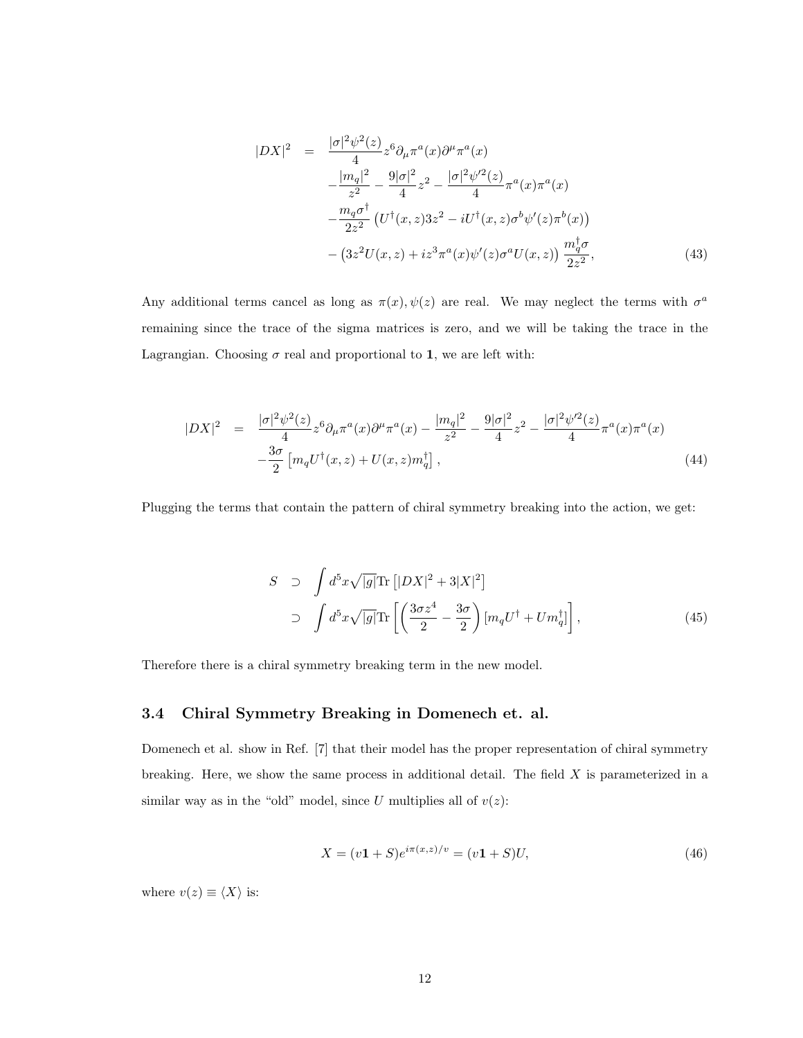$$
\begin{aligned}
|DX|^2 &= \frac{|\sigma|^2\psi^2(z)}{4}z^6\partial_\mu\pi^a(x)\partial^\mu\pi^a(x) \\
&\quad -\frac{|m_q|^2}{z^2} - \frac{9|\sigma|^2}{4}z^2 - \frac{|\sigma|^2\psi'^2(z)}{4}\pi^a(x)\pi^a(x) \\
&\quad -\frac{m_q\sigma^\dagger}{2z^2}\left(U^\dagger(x,z)3z^2 - iU^\dagger(x,z)\sigma^b\psi'(z)\pi^b(x)\right) \\
&\quad -\left(3z^2U(x,z) + iz^3\pi^a(x)\psi'(z)\sigma^aU(x,z)\right)\frac{m_q^\dagger\sigma}{2z^2},
\end{aligned}
\tag{43}
$$

Any additional terms cancel as long as $\pi(x), \psi(z)$ are real. We may neglect the terms with $\sigma^a$ remaining since the trace of the sigma matrices is zero, and we will be taking the trace in the Lagrangian. Choosing $\sigma$ real and proportional to $\mathbf{1}$, we are left with:

$$
\begin{aligned}
|DX|^2 &= \frac{|\sigma|^2\psi^2(z)}{4}z^6\partial_\mu\pi^a(x)\partial^\mu\pi^a(x) - \frac{|m_q|^2}{z^2} - \frac{9|\sigma|^2}{4}z^2 - \frac{|\sigma|^2\psi'^2(z)}{4}\pi^a(x)\pi^a(x) \\
&\quad -\frac{3\sigma}{2}\left[m_qU^\dagger(x,z) + U(x,z)m_q^\dagger\right],
\end{aligned}
\tag{44}
$$

Plugging the terms that contain the pattern of chiral symmetry breaking into the action, we get:

$$
\begin{aligned}
S &\supset \int d^5x\sqrt{|g|}\mathrm{Tr}\left[|DX|^2 + 3|X|^2\right] \\
&\supset \int d^5x\sqrt{|g|}\mathrm{Tr}\left[\left(\frac{3\sigma z^4}{2} - \frac{3\sigma}{2}\right)\left[m_qU^\dagger + Um_q^\dagger\right]\right],
\end{aligned}
\tag{45}
$$

Therefore there is a chiral symmetry breaking term in the new model.

### 3.4 Chiral Symmetry Breaking in Domenech et. al.

Domenech et al. show in Ref. [7] that their model has the proper representation of chiral symmetry breaking. Here, we show the same process in additional detail. The field $X$ is parameterized in a similar way as in the "old" model, since $U$ multiplies all of $v(z)$:

$$
X = (v\mathbf{1} + S)e^{i\pi(x,z)/v} = (v\mathbf{1} + S)U, \tag{46}
$$

where $v(z) \equiv \langle X \rangle$ is: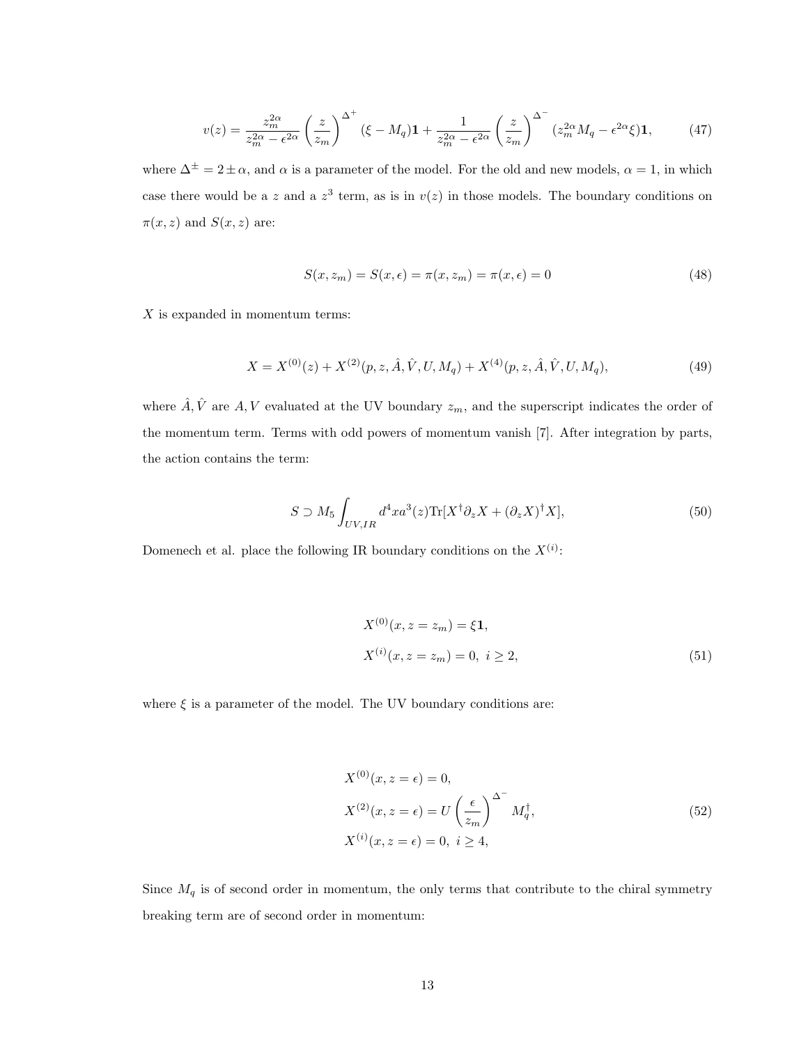$$v(z) = \frac{z_m^{2\alpha}}{z_m^{2\alpha} - \epsilon^{2\alpha}} \left(\frac{z}{z_m}\right)^{\Delta^+} (\xi - M_q)\mathbf{1} + \frac{1}{z_m^{2\alpha} - \epsilon^{2\alpha}} \left(\frac{z}{z_m}\right)^{\Delta^-} (z_m^{2\alpha} M_q - \epsilon^{2\alpha}\xi)\mathbf{1}, \tag{47}$$

where $\Delta^\pm = 2 \pm \alpha$, and $\alpha$ is a parameter of the model. For the old and new models, $\alpha = 1$, in which case there would be a $z$ and a $z^3$ term, as is in $v(z)$ in those models. The boundary conditions on $\pi(x, z)$ and $S(x, z)$ are:

$$S(x, z_m) = S(x, \epsilon) = \pi(x, z_m) = \pi(x, \epsilon) = 0 \tag{48}$$

$X$ is expanded in momentum terms:

$$X = X^{(0)}(z) + X^{(2)}(p, z, \hat{A}, \hat{V}, U, M_q) + X^{(4)}(p, z, \hat{A}, \hat{V}, U, M_q), \tag{49}$$

where $\hat{A}, \hat{V}$ are $A, V$ evaluated at the UV boundary $z_m$, and the superscript indicates the order of the momentum term. Terms with odd powers of momentum vanish [7]. After integration by parts, the action contains the term:

$$S \supset M_5 \int_{UV,IR} d^4x a^3(z) \mathrm{Tr}[X^\dagger \partial_z X + (\partial_z X)^\dagger X], \tag{50}$$

Domenech et al. place the following IR boundary conditions on the $X^{(i)}$:

$$\begin{aligned} X^{(0)}(x, z = z_m) &= \xi\mathbf{1}, \\ X^{(i)}(x, z = z_m) &= 0, \ i \geq 2, \end{aligned} \tag{51}$$

where $\xi$ is a parameter of the model. The UV boundary conditions are:

$$\begin{aligned} X^{(0)}(x, z = \epsilon) &= 0, \\ X^{(2)}(x, z = \epsilon) &= U \left(\frac{\epsilon}{z_m}\right)^{\Delta^-} M_q^\dagger, \\ X^{(i)}(x, z = \epsilon) &= 0, \ i \geq 4, \end{aligned} \tag{52}$$

Since $M_q$ is of second order in momentum, the only terms that contribute to the chiral symmetry breaking term are of second order in momentum: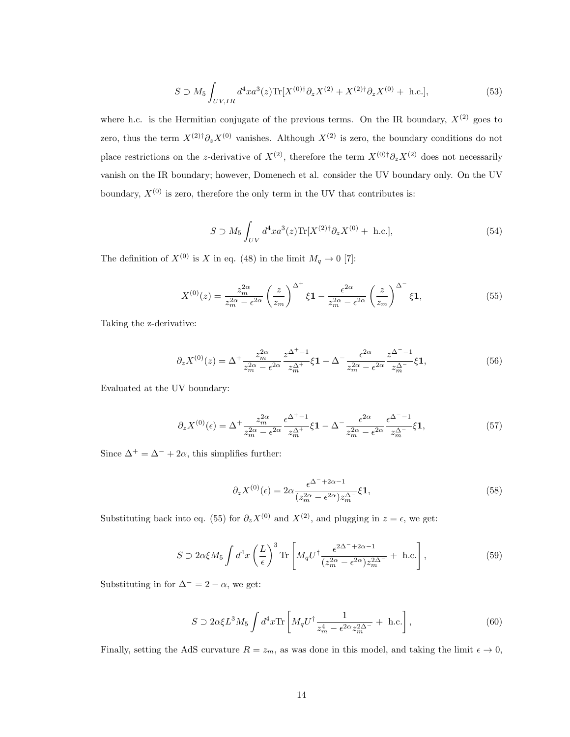$$S \supset M_5 \int_{UV,IR} d^4x a^3(z) \text{Tr}[X^{(0)\dagger}\partial_z X^{(2)} + X^{(2)\dagger}\partial_z X^{(0)} + \text{ h.c.}], \tag{53}$$

where h.c. is the Hermitian conjugate of the previous terms. On the IR boundary, $X^{(2)}$ goes to zero, thus the term $X^{(2)\dagger}\partial_z X^{(0)}$ vanishes. Although $X^{(2)}$ is zero, the boundary conditions do not place restrictions on the $z$-derivative of $X^{(2)}$, therefore the term $X^{(0)\dagger}\partial_z X^{(2)}$ does not necessarily vanish on the IR boundary; however, Domenech et al. consider the UV boundary only. On the UV boundary, $X^{(0)}$ is zero, therefore the only term in the UV that contributes is:

$$S \supset M_5 \int_{UV} d^4x a^3(z) \text{Tr}[X^{(2)\dagger}\partial_z X^{(0)} + \text{ h.c.}], \tag{54}$$

The definition of $X^{(0)}$ is $X$ in eq. (48) in the limit $M_q \to 0$ [7]:

$$X^{(0)}(z) = \frac{z_m^{2\alpha}}{z_m^{2\alpha} - \epsilon^{2\alpha}} \left(\frac{z}{z_m}\right)^{\Delta^+} \xi \mathbf{1} - \frac{\epsilon^{2\alpha}}{z_m^{2\alpha} - \epsilon^{2\alpha}} \left(\frac{z}{z_m}\right)^{\Delta^-} \xi \mathbf{1}, \tag{55}$$

Taking the z-derivative:

$$\partial_z X^{(0)}(z) = \Delta^+ \frac{z_m^{2\alpha}}{z_m^{2\alpha} - \epsilon^{2\alpha}} \frac{z^{\Delta^+ - 1}}{z_m^{\Delta^+}} \xi \mathbf{1} - \Delta^- \frac{\epsilon^{2\alpha}}{z_m^{2\alpha} - \epsilon^{2\alpha}} \frac{z^{\Delta^- - 1}}{z_m^{\Delta^-}} \xi \mathbf{1}, \tag{56}$$

Evaluated at the UV boundary:

$$\partial_z X^{(0)}(\epsilon) = \Delta^+ \frac{z_m^{2\alpha}}{z_m^{2\alpha} - \epsilon^{2\alpha}} \frac{\epsilon^{\Delta^+ - 1}}{z_m^{\Delta^+}} \xi \mathbf{1} - \Delta^- \frac{\epsilon^{2\alpha}}{z_m^{2\alpha} - \epsilon^{2\alpha}} \frac{\epsilon^{\Delta^- - 1}}{z_m^{\Delta^-}} \xi \mathbf{1}, \tag{57}$$

Since $\Delta^+ = \Delta^- + 2\alpha$, this simplifies further:

$$\partial_z X^{(0)}(\epsilon) = 2\alpha \frac{\epsilon^{\Delta^- + 2\alpha - 1}}{(z_m^{2\alpha} - \epsilon^{2\alpha}) z_m^{\Delta^-}} \xi \mathbf{1}, \tag{58}$$

Substituting back into eq. (55) for $\partial_z X^{(0)}$ and $X^{(2)}$, and plugging in $z = \epsilon$, we get:

$$S \supset 2\alpha \xi M_5 \int d^4x \left(\frac{L}{\epsilon}\right)^3 \text{Tr}\left[M_q U^\dagger \frac{\epsilon^{2\Delta^- + 2\alpha - 1}}{(z_m^{2\alpha} - \epsilon^{2\alpha}) z_m^{2\Delta^-}} + \text{ h.c.}\right], \tag{59}$$

Substituting in for $\Delta^- = 2 - \alpha$, we get:

$$S \supset 2\alpha \xi L^3 M_5 \int d^4x \text{Tr}\left[M_q U^\dagger \frac{1}{z_m^4 - \epsilon^{2\alpha} z_m^{2\Delta^-}} + \text{ h.c.}\right], \tag{60}$$

Finally, setting the AdS curvature $R = z_m$, as was done in this model, and taking the limit $\epsilon \to 0$,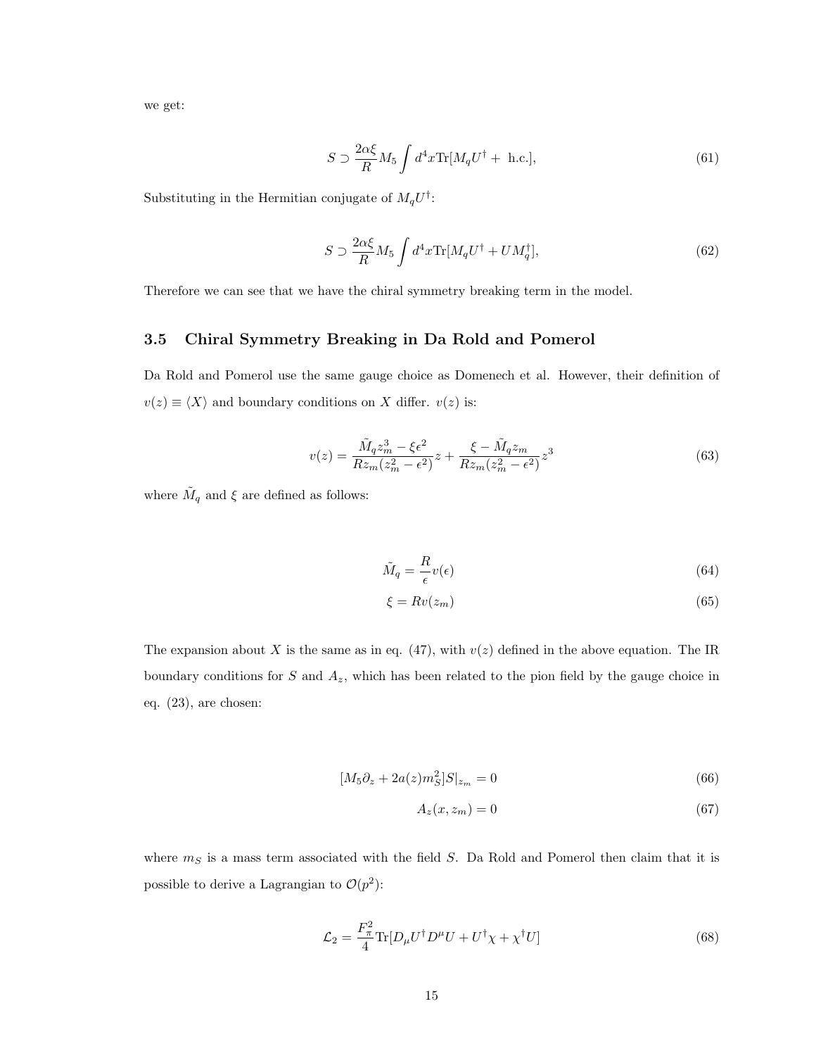we get:

$$S \supset \frac{2\alpha\xi}{R} M_5 \int d^4x \mathrm{Tr}[M_q U^\dagger + \text{ h.c.}], \tag{61}$$

Substituting in the Hermitian conjugate of $M_q U^\dagger$:

$$S \supset \frac{2\alpha\xi}{R} M_5 \int d^4x \mathrm{Tr}[M_q U^\dagger + U M_q^\dagger], \tag{62}$$

Therefore we can see that we have the chiral symmetry breaking term in the model.

### 3.5 Chiral Symmetry Breaking in Da Rold and Pomerol

Da Rold and Pomerol use the same gauge choice as Domenech et al. However, their definition of $v(z) \equiv \langle X \rangle$ and boundary conditions on $X$ differ. $v(z)$ is:

$$v(z) = \frac{\tilde{M}_q z_m^3 - \xi\epsilon^2}{R z_m (z_m^2 - \epsilon^2)} z + \frac{\xi - \tilde{M}_q z_m}{R z_m (z_m^2 - \epsilon^2)} z^3 \tag{63}$$

where $\tilde{M}_q$ and $\xi$ are defined as follows:

$$\tilde{M}_q = \frac{R}{\epsilon} v(\epsilon) \tag{64}$$

$$\xi = R v(z_m) \tag{65}$$

The expansion about $X$ is the same as in eq. (47), with $v(z)$ defined in the above equation. The IR boundary conditions for $S$ and $A_z$, which has been related to the pion field by the gauge choice in eq. (23), are chosen:

$$[M_5 \partial_z + 2a(z) m_S^2] S|_{z_m} = 0 \tag{66}$$

$$A_z(x, z_m) = 0 \tag{67}$$

where $m_S$ is a mass term associated with the field $S$. Da Rold and Pomerol then claim that it is possible to derive a Lagrangian to $\mathcal{O}(p^2)$:

$$\mathcal{L}_2 = \frac{F_\pi^2}{4} \mathrm{Tr}[D_\mu U^\dagger D^\mu U + U^\dagger \chi + \chi^\dagger U] \tag{68}$$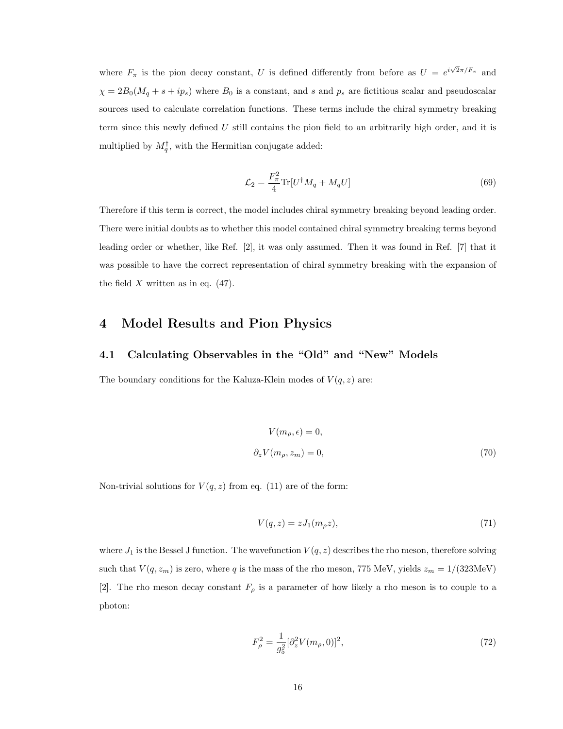where $F_\pi$ is the pion decay constant, $U$ is defined differently from before as $U = e^{i\sqrt{2}\pi/F_\pi}$ and $\chi = 2B_0(M_q + s + ip_s)$ where $B_0$ is a constant, and $s$ and $p_s$ are fictitious scalar and pseudoscalar sources used to calculate correlation functions. These terms include the chiral symmetry breaking term since this newly defined $U$ still contains the pion field to an arbitrarily high order, and it is multiplied by $M_q^\dagger$, with the Hermitian conjugate added:

$$\mathcal{L}_2 = \frac{F_\pi^2}{4}\mathrm{Tr}[U^\dagger M_q + M_q U] \tag{69}$$

Therefore if this term is correct, the model includes chiral symmetry breaking beyond leading order. There were initial doubts as to whether this model contained chiral symmetry breaking terms beyond leading order or whether, like Ref. [2], it was only assumed. Then it was found in Ref. [7] that it was possible to have the correct representation of chiral symmetry breaking with the expansion of the field $X$ written as in eq. (47).

# 4 Model Results and Pion Physics

## 4.1 Calculating Observables in the "Old" and "New" Models

The boundary conditions for the Kaluza-Klein modes of $V(q, z)$ are:

$$\begin{aligned} V(m_\rho, \epsilon) &= 0, \\ \partial_z V(m_\rho, z_m) &= 0, \end{aligned} \tag{70}$$

Non-trivial solutions for $V(q, z)$ from eq. (11) are of the form:

$$V(q, z) = zJ_1(m_\rho z), \tag{71}$$

where $J_1$ is the Bessel J function. The wavefunction $V(q, z)$ describes the rho meson, therefore solving such that $V(q, z_m)$ is zero, where $q$ is the mass of the rho meson, 775 MeV, yields $z_m = 1/(323\text{MeV})$ [2]. The rho meson decay constant $F_\rho$ is a parameter of how likely a rho meson is to couple to a photon:

$$F_\rho^2 = \frac{1}{g_5^2}[\partial_z^2 V(m_\rho, 0)]^2, \tag{72}$$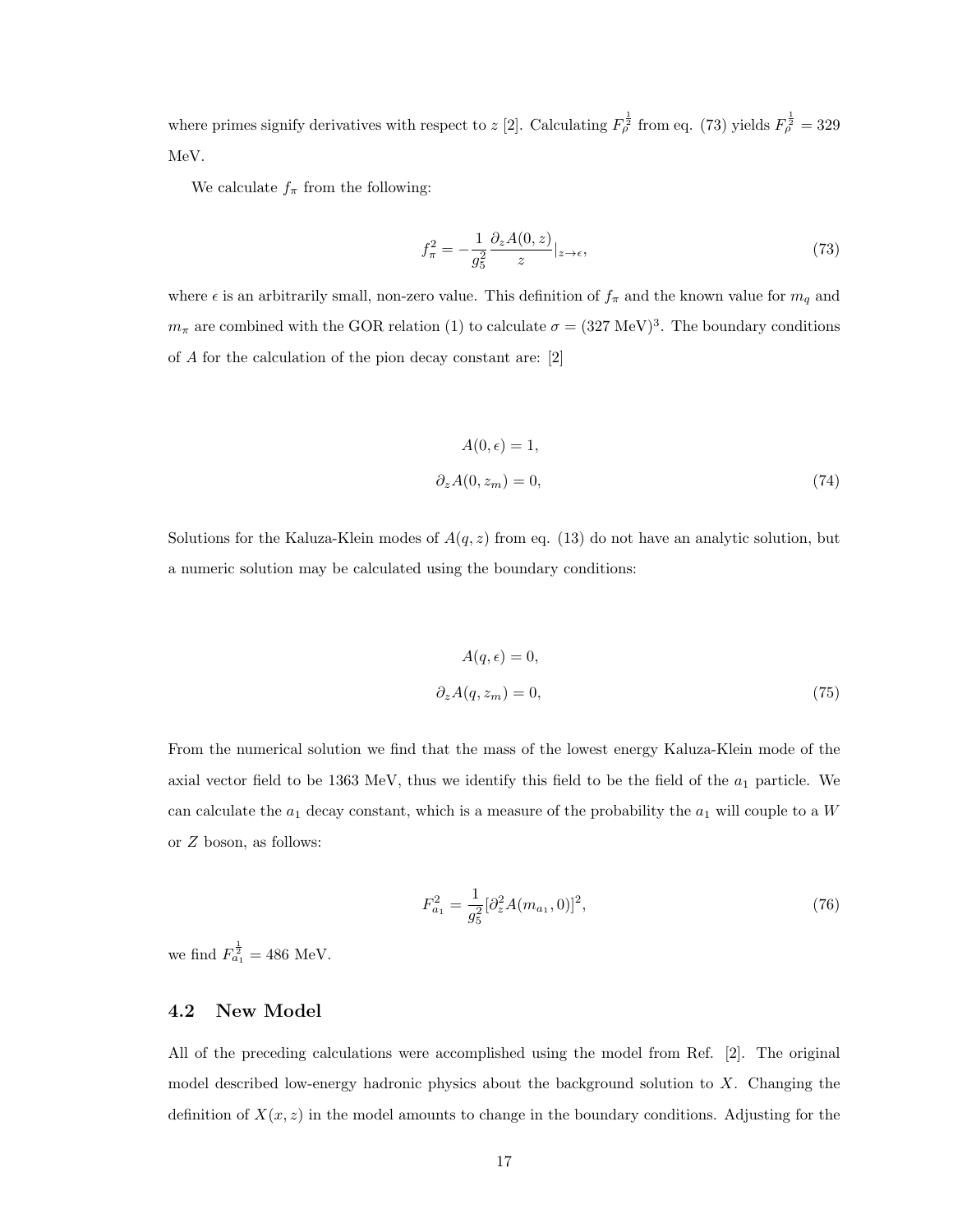where primes signify derivatives with respect to $z$ [2]. Calculating $F_\rho^{\frac{1}{2}}$ from eq. (73) yields $F_\rho^{\frac{1}{2}} = 329$ MeV.

We calculate $f_\pi$ from the following:

$$f_\pi^2 = -\frac{1}{g_5^2}\frac{\partial_z A(0,z)}{z}|_{z\to\epsilon}, \tag{73}$$

where $\epsilon$ is an arbitrarily small, non-zero value. This definition of $f_\pi$ and the known value for $m_q$ and $m_\pi$ are combined with the GOR relation (1) to calculate $\sigma = (327 \text{ MeV})^3$. The boundary conditions of $A$ for the calculation of the pion decay constant are: [2]

$$\begin{aligned} A(0,\epsilon) &= 1, \\ \partial_z A(0,z_m) &= 0, \end{aligned} \tag{74}$$

Solutions for the Kaluza-Klein modes of $A(q,z)$ from eq. (13) do not have an analytic solution, but a numeric solution may be calculated using the boundary conditions:

$$\begin{aligned} A(q,\epsilon) &= 0, \\ \partial_z A(q,z_m) &= 0, \end{aligned} \tag{75}$$

From the numerical solution we find that the mass of the lowest energy Kaluza-Klein mode of the axial vector field to be 1363 MeV, thus we identify this field to be the field of the $a_1$ particle. We can calculate the $a_1$ decay constant, which is a measure of the probability the $a_1$ will couple to a $W$ or $Z$ boson, as follows:

$$F_{a_1}^2 = \frac{1}{g_5^2}[\partial_z^2 A(m_{a_1},0)]^2, \tag{76}$$

we find $F_{a_1}^{\frac{1}{2}} = 486$ MeV.

## 4.2 New Model

All of the preceding calculations were accomplished using the model from Ref. [2]. The original model described low-energy hadronic physics about the background solution to $X$. Changing the definition of $X(x,z)$ in the model amounts to change in the boundary conditions. Adjusting for the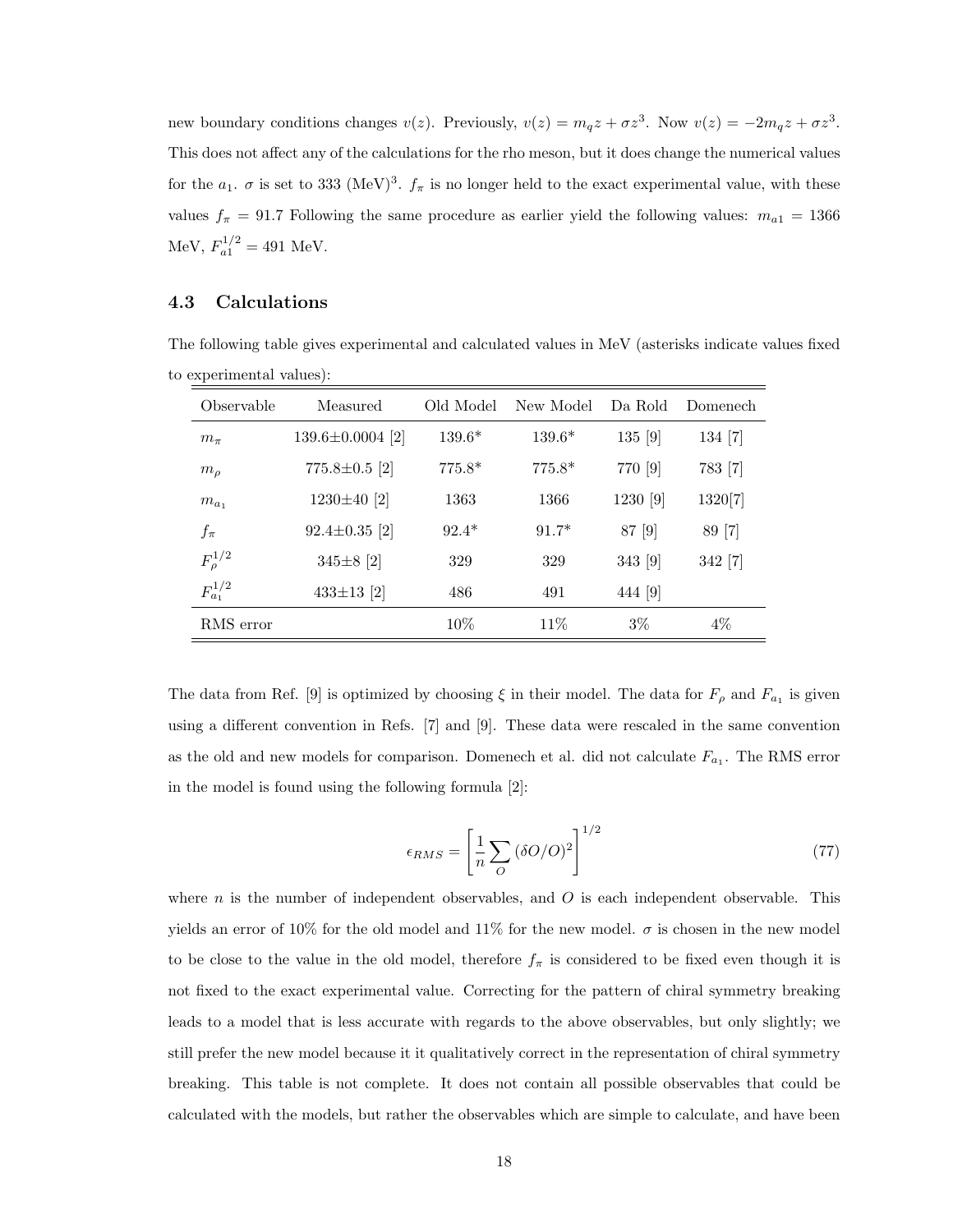new boundary conditions changes $v(z)$. Previously, $v(z) = m_q z + \sigma z^3$. Now $v(z) = -2m_q z + \sigma z^3$. This does not affect any of the calculations for the rho meson, but it does change the numerical values for the $a_1$. $\sigma$ is set to 333 (MeV)$^3$. $f_\pi$ is no longer held to the exact experimental value, with these values $f_\pi = 91.7$ Following the same procedure as earlier yield the following values: $m_{a1} = 1366$ MeV, $F_{a1}^{1/2} = 491$ MeV.

### 4.3 Calculations

The following table gives experimental and calculated values in MeV (asterisks indicate values fixed to experimental values):

| Observable | Measured | Old Model | New Model | Da Rold | Domenech |
|---|---|---|---|---|---|
| $m_\pi$ | 139.6±0.0004 [2] | 139.6* | 139.6* | 135 [9] | 134 [7] |
| $m_\rho$ | 775.8±0.5 [2] | 775.8* | 775.8* | 770 [9] | 783 [7] |
| $m_{a_1}$ | 1230±40 [2] | 1363 | 1366 | 1230 [9] | 1320[7] |
| $f_\pi$ | 92.4±0.35 [2] | 92.4* | 91.7* | 87 [9] | 89 [7] |
| $F_\rho^{1/2}$ | 345±8 [2] | 329 | 329 | 343 [9] | 342 [7] |
| $F_{a_1}^{1/2}$ | 433±13 [2] | 486 | 491 | 444 [9] | |
| RMS error | | 10% | 11% | 3% | 4% |

The data from Ref. [9] is optimized by choosing $\xi$ in their model. The data for $F_\rho$ and $F_{a_1}$ is given using a different convention in Refs. [7] and [9]. These data were rescaled in the same convention as the old and new models for comparison. Domenech et al. did not calculate $F_{a_1}$. The RMS error in the model is found using the following formula [2]:

$$\epsilon_{RMS} = \left[\frac{1}{n}\sum_{O}(\delta O/O)^2\right]^{1/2} \tag{77}$$

where $n$ is the number of independent observables, and $O$ is each independent observable. This yields an error of 10% for the old model and 11% for the new model. $\sigma$ is chosen in the new model to be close to the value in the old model, therefore $f_\pi$ is considered to be fixed even though it is not fixed to the exact experimental value. Correcting for the pattern of chiral symmetry breaking leads to a model that is less accurate with regards to the above observables, but only slightly; we still prefer the new model because it it qualitatively correct in the representation of chiral symmetry breaking. This table is not complete. It does not contain all possible observables that could be calculated with the models, but rather the observables which are simple to calculate, and have been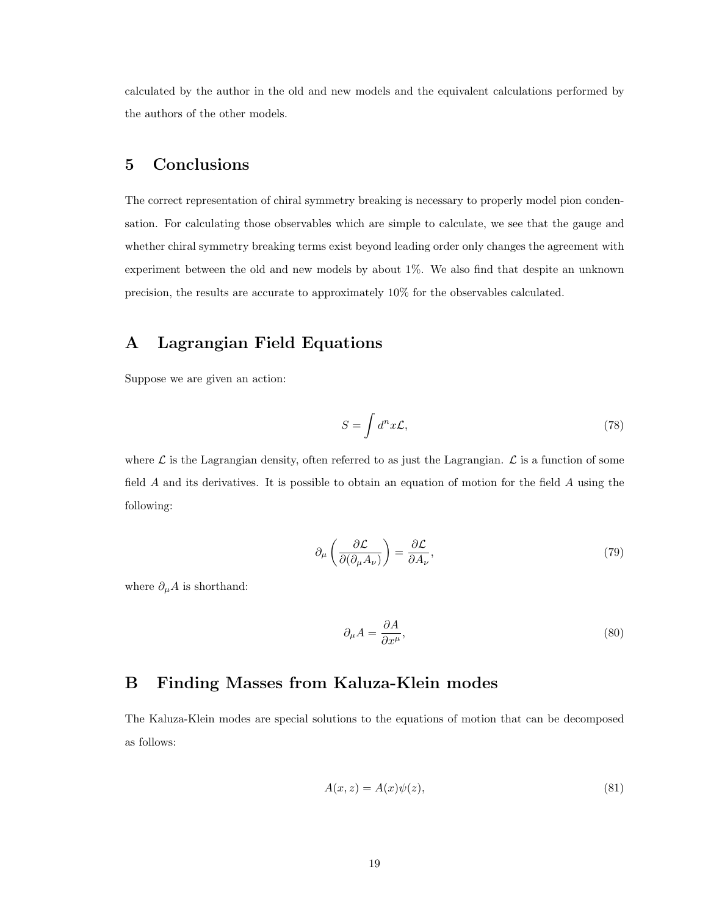calculated by the author in the old and new models and the equivalent calculations performed by the authors of the other models.

## 5 Conclusions

The correct representation of chiral symmetry breaking is necessary to properly model pion condensation. For calculating those observables which are simple to calculate, we see that the gauge and whether chiral symmetry breaking terms exist beyond leading order only changes the agreement with experiment between the old and new models by about 1%. We also find that despite an unknown precision, the results are accurate to approximately 10% for the observables calculated.

## A Lagrangian Field Equations

Suppose we are given an action:

$$S = \int d^n x \mathcal{L}, \tag{78}$$

where $\mathcal{L}$ is the Lagrangian density, often referred to as just the Lagrangian. $\mathcal{L}$ is a function of some field $A$ and its derivatives. It is possible to obtain an equation of motion for the field $A$ using the following:

$$\partial_\mu \left( \frac{\partial \mathcal{L}}{\partial(\partial_\mu A_\nu)} \right) = \frac{\partial \mathcal{L}}{\partial A_\nu}, \tag{79}$$

where $\partial_\mu A$ is shorthand:

$$\partial_\mu A = \frac{\partial A}{\partial x^\mu}, \tag{80}$$

## B Finding Masses from Kaluza-Klein modes

The Kaluza-Klein modes are special solutions to the equations of motion that can be decomposed as follows:

$$A(x, z) = A(x)\psi(z), \tag{81}$$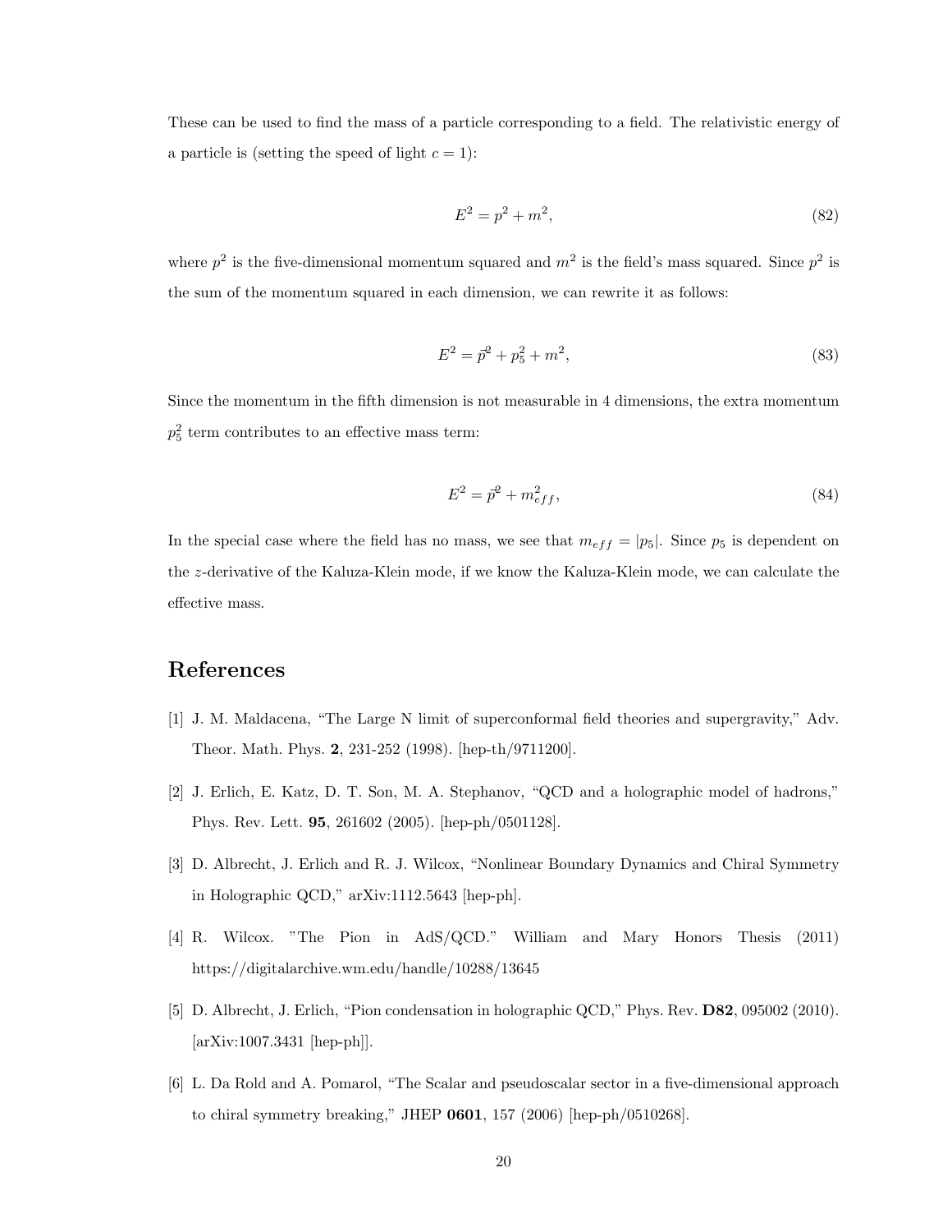These can be used to find the mass of a particle corresponding to a field. The relativistic energy of a particle is (setting the speed of light $c = 1$):

$$E^2 = p^2 + m^2, \tag{82}$$

where $p^2$ is the five-dimensional momentum squared and $m^2$ is the field's mass squared. Since $p^2$ is the sum of the momentum squared in each dimension, we can rewrite it as follows:

$$E^2 = \vec{p}^2 + p_5^2 + m^2, \tag{83}$$

Since the momentum in the fifth dimension is not measurable in 4 dimensions, the extra momentum $p_5^2$ term contributes to an effective mass term:

$$E^2 = \vec{p}^2 + m_{eff}^2, \tag{84}$$

In the special case where the field has no mass, we see that $m_{eff} = |p_5|$. Since $p_5$ is dependent on the $z$-derivative of the Kaluza-Klein mode, if we know the Kaluza-Klein mode, we can calculate the effective mass.

# References

[1] J. M. Maldacena, "The Large N limit of superconformal field theories and supergravity," Adv. Theor. Math. Phys. **2**, 231-252 (1998). [hep-th/9711200].

[2] J. Erlich, E. Katz, D. T. Son, M. A. Stephanov, "QCD and a holographic model of hadrons," Phys. Rev. Lett. **95**, 261602 (2005). [hep-ph/0501128].

[3] D. Albrecht, J. Erlich and R. J. Wilcox, "Nonlinear Boundary Dynamics and Chiral Symmetry in Holographic QCD," arXiv:1112.5643 [hep-ph].

[4] R. Wilcox. "The Pion in AdS/QCD." William and Mary Honors Thesis (2011) https://digitalarchive.wm.edu/handle/10288/13645

[5] D. Albrecht, J. Erlich, "Pion condensation in holographic QCD," Phys. Rev. **D82**, 095002 (2010). [arXiv:1007.3431 [hep-ph]].

[6] L. Da Rold and A. Pomarol, "The Scalar and pseudoscalar sector in a five-dimensional approach to chiral symmetry breaking," JHEP **0601**, 157 (2006) [hep-ph/0510268].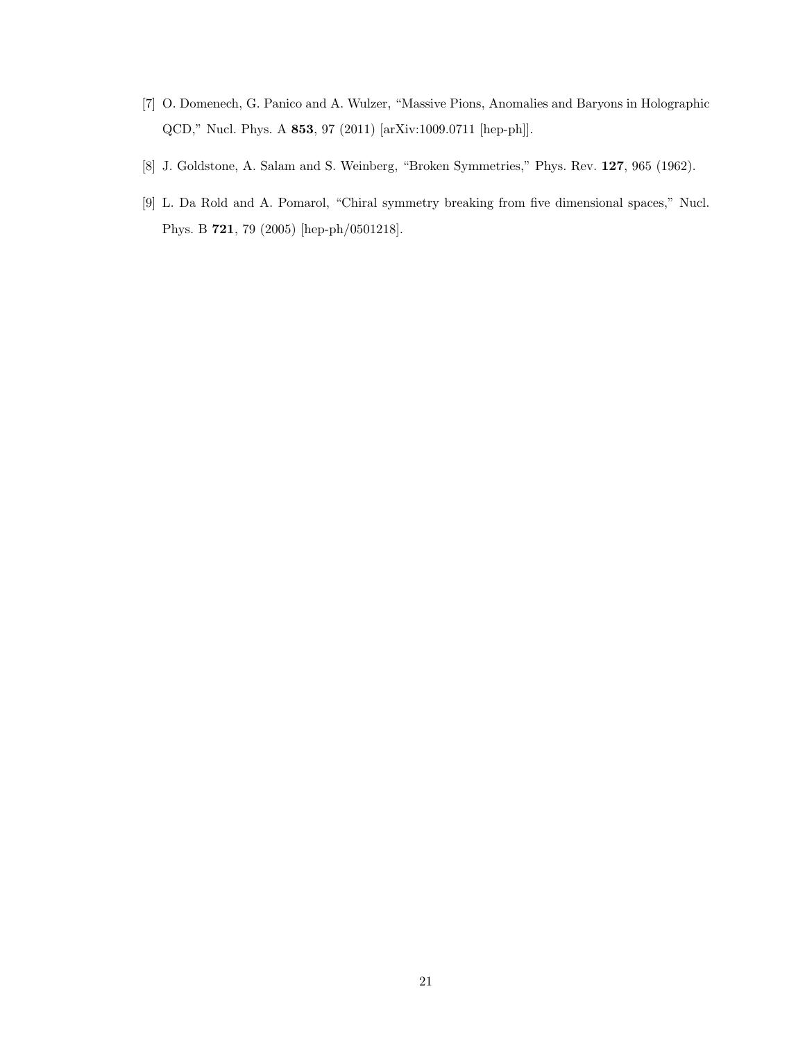[7] O. Domenech, G. Panico and A. Wulzer, "Massive Pions, Anomalies and Baryons in Holographic QCD," Nucl. Phys. A **853**, 97 (2011) [arXiv:1009.0711 [hep-ph]].

[8] J. Goldstone, A. Salam and S. Weinberg, "Broken Symmetries," Phys. Rev. **127**, 965 (1962).

[9] L. Da Rold and A. Pomarol, "Chiral symmetry breaking from five dimensional spaces," Nucl. Phys. B **721**, 79 (2005) [hep-ph/0501218].